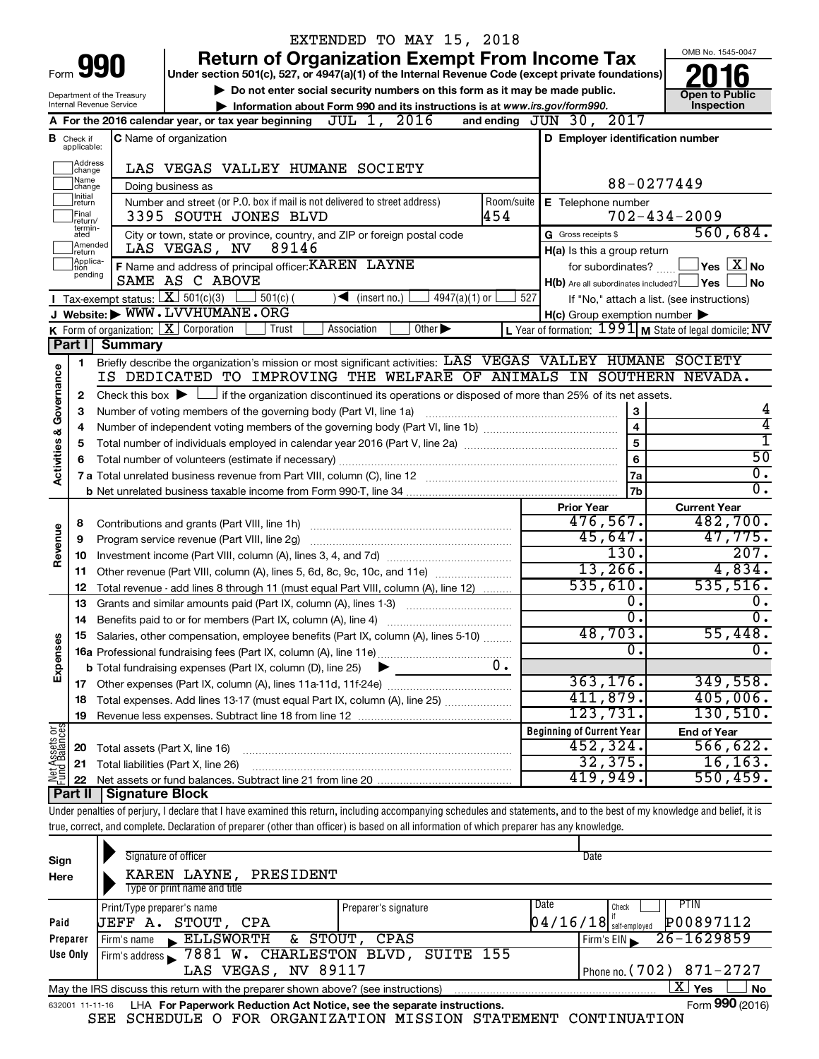EXTENDED TO MAY 15, 2018

# Form 990 — Return of Organization Exempt From Income Tax

Under section 501(c), 527, or 4947(a)(1) of the Internal Revenue Code (except private foundations)

▶ Do not enter social security numbers on this form as it may be made public.

▶ Information about Form 990 and its instructions is at www.irs.gov/form990.

Department of the Treasury
Internal Revenue Service

OMB No. 1545-0047

**2016**

**Open to Public Inspection**

**A** For the 2016 calendar year, or tax year beginning JUL 1, 2016 and ending JUN 30, 2017

**B** Check if applicable: Address change, Name change, Initial return, Final return/terminated, Amended return, Application pending

**C** Name of organization: LAS VEGAS VALLEY HUMANE SOCIETY

Doing business as

Number and street (or P.O. box if mail is not delivered to street address): 3395 SOUTH JONES BLVD — Room/suite: 454

City or town, state or province, country, and ZIP or foreign postal code: LAS VEGAS, NV 89146

**D** Employer identification number: 88-0277449

**E** Telephone number: 702-434-2009

**G** Gross receipts $ 560,684.

**F** Name and address of principal officer: KAREN LAYNE, SAME AS C ABOVE

**H(a)** Is this a group return for subordinates? ☐ Yes ☒ No

**H(b)** Are all subordinates included? ☐ Yes ☐ No — If "No," attach a list. (see instructions)

**H(c)** Group exemption number ▶

**I** Tax-exempt status: ☒ 501(c)(3) ☐ 501(c) ( ) ◀ (insert no.) ☐ 4947(a)(1) or ☐ 527

**J** Website: ▶ WWW.LVVHUMANE.ORG

**K** Form of organization: ☒ Corporation ☐ Trust ☐ Association ☐ Other ▶

**L** Year of formation: 1991 **M** State of legal domicile: NV

## Part I Summary

**Activities & Governance**

1 Briefly describe the organization's mission or most significant activities: LAS VEGAS VALLEY HUMANE SOCIETY IS DEDICATED TO IMPROVING THE WELFARE OF ANIMALS IN SOUTHERN NEVADA.

2 Check this box ▶ ☐ if the organization discontinued its operations or disposed of more than 25% of its net assets.

| | | | |
|---|---|---|---|
| 3 | Number of voting members of the governing body (Part VI, line 1a) | 3 | 4 |
| 4 | Number of independent voting members of the governing body (Part VI, line 1b) | 4 | 4 |
| 5 | Total number of individuals employed in calendar year 2016 (Part V, line 2a) | 5 | 1 |
| 6 | Total number of volunteers (estimate if necessary) | 6 | 50 |
| 7a | Total unrelated business revenue from Part VIII, column (C), line 12 | 7a | 0. |
| 7b | Net unrelated business taxable income from Form 990-T, line 34 | 7b | 0. |

| | | Prior Year | Current Year |
|---|---|---|---|
| **Revenue** | | | |
| 8 | Contributions and grants (Part VIII, line 1h) | 476,567. | 482,700. |
| 9 | Program service revenue (Part VIII, line 2g) | 45,647. | 47,775. |
| 10 | Investment income (Part VIII, column (A), lines 3, 4, and 7d) | 130. | 207. |
| 11 | Other revenue (Part VIII, column (A), lines 5, 6d, 8c, 9c, 10c, and 11e) | 13,266. | 4,834. |
| 12 | Total revenue - add lines 8 through 11 (must equal Part VIII, column (A), line 12) | 535,610. | 535,516. |
| **Expenses** | | | |
| 13 | Grants and similar amounts paid (Part IX, column (A), lines 1-3) | 0. | 0. |
| 14 | Benefits paid to or for members (Part IX, column (A), line 4) | 0. | 0. |
| 15 | Salaries, other compensation, employee benefits (Part IX, column (A), lines 5-10) | 48,703. | 55,448. |
| 16a | Professional fundraising fees (Part IX, column (A), line 11e) | 0. | 0. |
| b | Total fundraising expenses (Part IX, column (D), line 25) ▶ 0. | | |
| 17 | Other expenses (Part IX, column (A), lines 11a-11d, 11f-24e) | 363,176. | 349,558. |
| 18 | Total expenses. Add lines 13-17 (must equal Part IX, column (A), line 25) | 411,879. | 405,006. |
| 19 | Revenue less expenses. Subtract line 18 from line 12 | 123,731. | 130,510. |
| **Net Assets or Fund Balances** | | **Beginning of Current Year** | **End of Year** |
| 20 | Total assets (Part X, line 16) | 452,324. | 566,622. |
| 21 | Total liabilities (Part X, line 26) | 32,375. | 16,163. |
| 22 | Net assets or fund balances. Subtract line 21 from line 20 | 419,949. | 550,459. |

## Part II Signature Block

Under penalties of perjury, I declare that I have examined this return, including accompanying schedules and statements, and to the best of my knowledge and belief, it is true, correct, and complete. Declaration of preparer (other than officer) is based on all information of which preparer has any knowledge.

**Sign Here**

Signature of officer — Date

KAREN LAYNE, PRESIDENT
Type or print name and title

**Paid Preparer Use Only**

| Print/Type preparer's name | Preparer's signature | Date | Check if self-employed | PTIN |
|---|---|---|---|---|
| JEFF A. STOUT, CPA | | 04/16/18 | ☐ | P00897112 |

Firm's name ▶ ELLSWORTH & STOUT, CPAS — Firm's EIN ▶ 26-1629859

Firm's address ▶ 7881 W. CHARLESTON BLVD, SUITE 155, LAS VEGAS, NV 89117 — Phone no. (702) 871-2727

May the IRS discuss this return with the preparer shown above? (see instructions) ☒ Yes ☐ No

632001 11-11-16 LHA For Paperwork Reduction Act Notice, see the separate instructions. Form **990** (2016)

SEE SCHEDULE O FOR ORGANIZATION MISSION STATEMENT CONTINUATION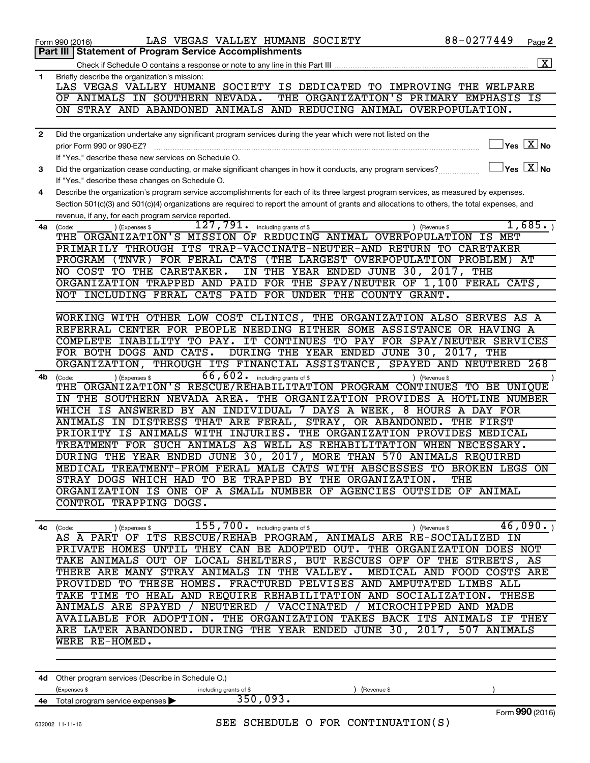Form 990 (2016) LAS VEGAS VALLEY HUMANE SOCIETY 88-0277449 Page **2**

## Part III | Statement of Program Service Accomplishments

Check if Schedule O contains a response or note to any line in this Part III ... [X]

**1** Briefly describe the organization's mission:

LAS VEGAS VALLEY HUMANE SOCIETY IS DEDICATED TO IMPROVING THE WELFARE OF ANIMALS IN SOUTHERN NEVADA. THE ORGANIZATION'S PRIMARY EMPHASIS IS ON STRAY AND ABANDONED ANIMALS AND REDUCING ANIMAL OVERPOPULATION.

**2** Did the organization undertake any significant program services during the year which were not listed on the prior Form 990 or 990-EZ? ... [ ] Yes [X] No

If "Yes," describe these new services on Schedule O.

**3** Did the organization cease conducting, or make significant changes in how it conducts, any program services? ... [ ] Yes [X] No

If "Yes," describe these changes on Schedule O.

**4** Describe the organization's program service accomplishments for each of its three largest program services, as measured by expenses. Section 501(c)(3) and 501(c)(4) organizations are required to report the amount of grants and allocations to others, the total expenses, and revenue, if any, for each program service reported.

**4a** (Code: ) (Expenses $ 127,791. including grants of $ ) (Revenue $ 1,685. )

THE ORGANIZATION'S MISSION OF REDUCING ANIMAL OVERPOPULATION IS MET PRIMARILY THROUGH ITS TRAP-VACCINATE-NEUTER-AND RETURN TO CARETAKER PROGRAM (TNVR) FOR FERAL CATS (THE LARGEST OVERPOPULATION PROBLEM) AT NO COST TO THE CARETAKER. IN THE YEAR ENDED JUNE 30, 2017, THE ORGANIZATION TRAPPED AND PAID FOR THE SPAY/NEUTER OF 1,100 FERAL CATS, NOT INCLUDING FERAL CATS PAID FOR UNDER THE COUNTY GRANT.

WORKING WITH OTHER LOW COST CLINICS, THE ORGANIZATION ALSO SERVES AS A REFERRAL CENTER FOR PEOPLE NEEDING EITHER SOME ASSISTANCE OR HAVING A COMPLETE INABILITY TO PAY. IT CONTINUES TO PAY FOR SPAY/NEUTER SERVICES FOR BOTH DOGS AND CATS. DURING THE YEAR ENDED JUNE 30, 2017, THE ORGANIZATION, THROUGH ITS FINANCIAL ASSISTANCE, SPAYED AND NEUTERED 268

**4b** (Code: ) (Expenses $ 66,602. including grants of $ ) (Revenue $ )

THE ORGANIZATION'S RESCUE/REHABILITATION PROGRAM CONTINUES TO BE UNIQUE IN THE SOUTHERN NEVADA AREA. THE ORGANIZATION PROVIDES A HOTLINE NUMBER WHICH IS ANSWERED BY AN INDIVIDUAL 7 DAYS A WEEK, 8 HOURS A DAY FOR ANIMALS IN DISTRESS THAT ARE FERAL, STRAY, OR ABANDONED. THE FIRST PRIORITY IS ANIMALS WITH INJURIES. THE ORGANIZATION PROVIDES MEDICAL TREATMENT FOR SUCH ANIMALS AS WELL AS REHABILITATION WHEN NECESSARY. DURING THE YEAR ENDED JUNE 30, 2017, MORE THAN 570 ANIMALS REQUIRED MEDICAL TREATMENT-FROM FERAL MALE CATS WITH ABSCESSES TO BROKEN LEGS ON STRAY DOGS WHICH HAD TO BE TRAPPED BY THE ORGANIZATION. THE ORGANIZATION IS ONE OF A SMALL NUMBER OF AGENCIES OUTSIDE OF ANIMAL CONTROL TRAPPING DOGS.

**4c** (Code: ) (Expenses $ 155,700. including grants of $ ) (Revenue $ 46,090. )

AS A PART OF ITS RESCUE/REHAB PROGRAM, ANIMALS ARE RE-SOCIALIZED IN PRIVATE HOMES UNTIL THEY CAN BE ADOPTED OUT. THE ORGANIZATION DOES NOT TAKE ANIMALS OUT OF LOCAL SHELTERS, BUT RESCUES OFF OF THE STREETS, AS THERE ARE MANY STRAY ANIMALS IN THE VALLEY. MEDICAL AND FOOD COSTS ARE PROVIDED TO THESE HOMES. FRACTURED PELVISES AND AMPUTATED LIMBS ALL TAKE TIME TO HEAL AND REQUIRE REHABILITATION AND SOCIALIZATION. THESE ANIMALS ARE SPAYED / NEUTERED / VACCINATED / MICROCHIPPED AND MADE AVAILABLE FOR ADOPTION. THE ORGANIZATION TAKES BACK ITS ANIMALS IF THEY ARE LATER ABANDONED. DURING THE YEAR ENDED JUNE 30, 2017, 507 ANIMALS WERE RE-HOMED.

**4d** Other program services (Describe in Schedule O.)

(Expenses $ including grants of $ ) (Revenue $ )

**4e** Total program service expenses ▶ 350,093.

SEE SCHEDULE O FOR CONTINUATION(S)

Form **990** (2016)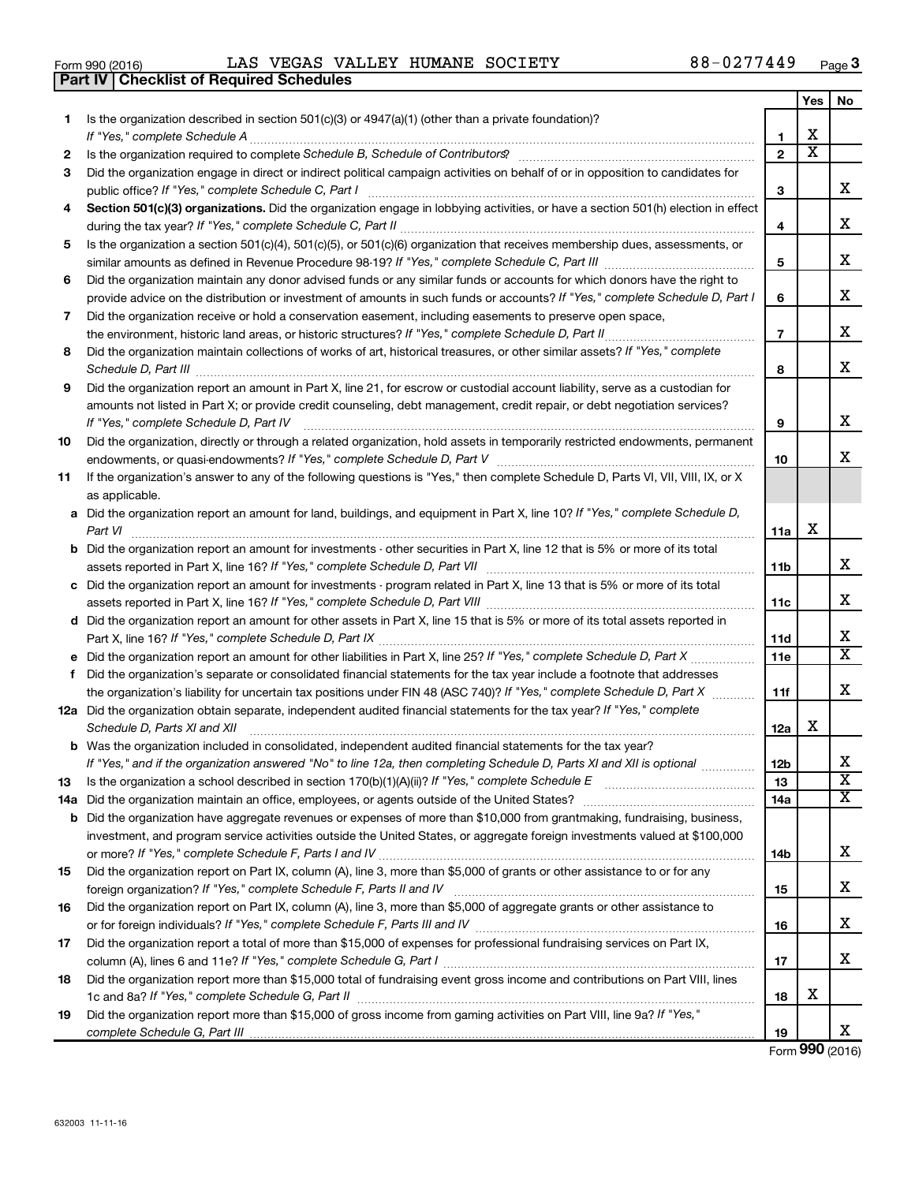Form 990 (2016) LAS VEGAS VALLEY HUMANE SOCIETY 88-0277449

## Part IV | Checklist of Required Schedules

| | | | Yes | No |
|---|---|---|---|---|
| 1 | Is the organization described in section 501(c)(3) or 4947(a)(1) (other than a private foundation)? *If "Yes," complete Schedule A* | 1 | X | |
| 2 | Is the organization required to complete *Schedule B, Schedule of Contributors*? | 2 | X | |
| 3 | Did the organization engage in direct or indirect political campaign activities on behalf of or in opposition to candidates for public office? *If "Yes," complete Schedule C, Part I* | 3 | | X |
| 4 | **Section 501(c)(3) organizations.** Did the organization engage in lobbying activities, or have a section 501(h) election in effect during the tax year? *If "Yes," complete Schedule C, Part II* | 4 | | X |
| 5 | Is the organization a section 501(c)(4), 501(c)(5), or 501(c)(6) organization that receives membership dues, assessments, or similar amounts as defined in Revenue Procedure 98-19? *If "Yes," complete Schedule C, Part III* | 5 | | X |
| 6 | Did the organization maintain any donor advised funds or any similar funds or accounts for which donors have the right to provide advice on the distribution or investment of amounts in such funds or accounts? *If "Yes," complete Schedule D, Part I* | 6 | | X |
| 7 | Did the organization receive or hold a conservation easement, including easements to preserve open space, the environment, historic land areas, or historic structures? *If "Yes," complete Schedule D, Part II* | 7 | | X |
| 8 | Did the organization maintain collections of works of art, historical treasures, or other similar assets? *If "Yes," complete Schedule D, Part III* | 8 | | X |
| 9 | Did the organization report an amount in Part X, line 21, for escrow or custodial account liability, serve as a custodian for amounts not listed in Part X; or provide credit counseling, debt management, credit repair, or debt negotiation services? *If "Yes," complete Schedule D, Part IV* | 9 | | X |
| 10 | Did the organization, directly or through a related organization, hold assets in temporarily restricted endowments, permanent endowments, or quasi-endowments? *If "Yes," complete Schedule D, Part V* | 10 | | X |
| 11 | If the organization's answer to any of the following questions is "Yes," then complete Schedule D, Parts VI, VII, VIII, IX, or X as applicable. | | | |
| a | Did the organization report an amount for land, buildings, and equipment in Part X, line 10? *If "Yes," complete Schedule D, Part VI* | 11a | X | |
| b | Did the organization report an amount for investments - other securities in Part X, line 12 that is 5% or more of its total assets reported in Part X, line 16? *If "Yes," complete Schedule D, Part VII* | 11b | | X |
| c | Did the organization report an amount for investments - program related in Part X, line 13 that is 5% or more of its total assets reported in Part X, line 16? *If "Yes," complete Schedule D, Part VIII* | 11c | | X |
| d | Did the organization report an amount for other assets in Part X, line 15 that is 5% or more of its total assets reported in Part X, line 16? *If "Yes," complete Schedule D, Part IX* | 11d | | X |
| e | Did the organization report an amount for other liabilities in Part X, line 25? *If "Yes," complete Schedule D, Part X* | 11e | | X |
| f | Did the organization's separate or consolidated financial statements for the tax year include a footnote that addresses the organization's liability for uncertain tax positions under FIN 48 (ASC 740)? *If "Yes," complete Schedule D, Part X* | 11f | | X |
| 12a | Did the organization obtain separate, independent audited financial statements for the tax year? *If "Yes," complete Schedule D, Parts XI and XII* | 12a | X | |
| b | Was the organization included in consolidated, independent audited financial statements for the tax year? *If "Yes," and if the organization answered "No" to line 12a, then completing Schedule D, Parts XI and XII is optional* | 12b | | X |
| 13 | Is the organization a school described in section 170(b)(1)(A)(ii)? *If "Yes," complete Schedule E* | 13 | | X |
| 14a | Did the organization maintain an office, employees, or agents outside of the United States? | 14a | | X |
| b | Did the organization have aggregate revenues or expenses of more than $10,000 from grantmaking, fundraising, business, investment, and program service activities outside the United States, or aggregate foreign investments valued at $100,000 or more? *If "Yes," complete Schedule F, Parts I and IV* | 14b | | X |
| 15 | Did the organization report on Part IX, column (A), line 3, more than $5,000 of grants or other assistance to or for any foreign organization? *If "Yes," complete Schedule F, Parts II and IV* | 15 | | X |
| 16 | Did the organization report on Part IX, column (A), line 3, more than $5,000 of aggregate grants or other assistance to or for foreign individuals? *If "Yes," complete Schedule F, Parts III and IV* | 16 | | X |
| 17 | Did the organization report a total of more than $15,000 of expenses for professional fundraising services on Part IX, column (A), lines 6 and 11e? *If "Yes," complete Schedule G, Part I* | 17 | | X |
| 18 | Did the organization report more than $15,000 total of fundraising event gross income and contributions on Part VIII, lines 1c and 8a? *If "Yes," complete Schedule G, Part II* | 18 | X | |
| 19 | Did the organization report more than $15,000 of gross income from gaming activities on Part VIII, line 9a? *If "Yes," complete Schedule G, Part III* | 19 | | X |

Form **990** (2016)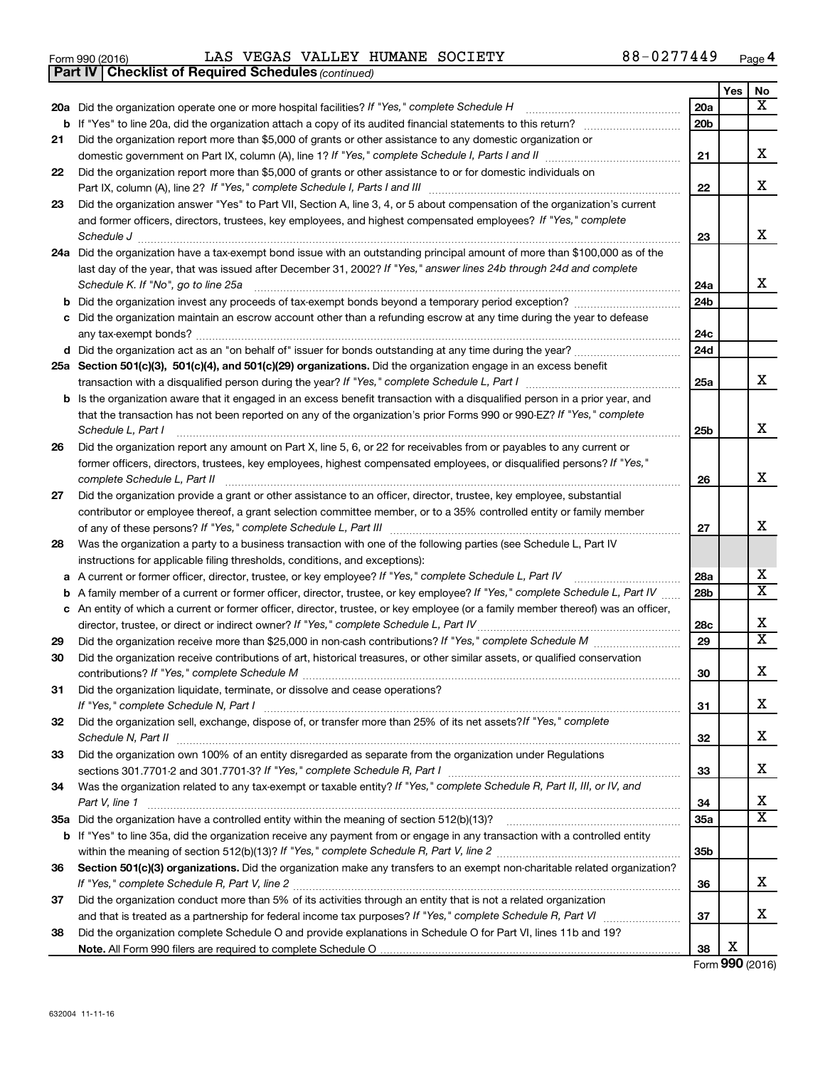Form 990 (2016) LAS VEGAS VALLEY HUMANE SOCIETY 88-0277449

**Part IV | Checklist of Required Schedules** *(continued)*

| | | | Yes | No |
|---|---|---|---|---|
| 20a | Did the organization operate one or more hospital facilities? *If "Yes," complete Schedule H* | 20a | | X |
| b | If "Yes" to line 20a, did the organization attach a copy of its audited financial statements to this return? | 20b | | |
| 21 | Did the organization report more than $5,000 of grants or other assistance to any domestic organization or domestic government on Part IX, column (A), line 1? *If "Yes," complete Schedule I, Parts I and II* | 21 | | X |
| 22 | Did the organization report more than $5,000 of grants or other assistance to or for domestic individuals on Part IX, column (A), line 2? *If "Yes," complete Schedule I, Parts I and III* | 22 | | X |
| 23 | Did the organization answer "Yes" to Part VII, Section A, line 3, 4, or 5 about compensation of the organization's current and former officers, directors, trustees, key employees, and highest compensated employees? *If "Yes," complete Schedule J* | 23 | | X |
| 24a | Did the organization have a tax-exempt bond issue with an outstanding principal amount of more than $100,000 as of the last day of the year, that was issued after December 31, 2002? *If "Yes," answer lines 24b through 24d and complete Schedule K. If "No", go to line 25a* | 24a | | X |
| b | Did the organization invest any proceeds of tax-exempt bonds beyond a temporary period exception? | 24b | | |
| c | Did the organization maintain an escrow account other than a refunding escrow at any time during the year to defease any tax-exempt bonds? | 24c | | |
| d | Did the organization act as an "on behalf of" issuer for bonds outstanding at any time during the year? | 24d | | |
| 25a | **Section 501(c)(3), 501(c)(4), and 501(c)(29) organizations.** Did the organization engage in an excess benefit transaction with a disqualified person during the year? *If "Yes," complete Schedule L, Part I* | 25a | | X |
| b | Is the organization aware that it engaged in an excess benefit transaction with a disqualified person in a prior year, and that the transaction has not been reported on any of the organization's prior Forms 990 or 990-EZ? *If "Yes," complete Schedule L, Part I* | 25b | | X |
| 26 | Did the organization report any amount on Part X, line 5, 6, or 22 for receivables from or payables to any current or former officers, directors, trustees, key employees, highest compensated employees, or disqualified persons? *If "Yes," complete Schedule L, Part II* | 26 | | X |
| 27 | Did the organization provide a grant or other assistance to an officer, director, trustee, key employee, substantial contributor or employee thereof, a grant selection committee member, or to a 35% controlled entity or family member of any of these persons? *If "Yes," complete Schedule L, Part III* | 27 | | X |
| 28 | Was the organization a party to a business transaction with one of the following parties (see Schedule L, Part IV instructions for applicable filing thresholds, conditions, and exceptions): | | | |
| a | A current or former officer, director, trustee, or key employee? *If "Yes," complete Schedule L, Part IV* | 28a | | X |
| b | A family member of a current or former officer, director, trustee, or key employee? *If "Yes," complete Schedule L, Part IV* | 28b | | X |
| c | An entity of which a current or former officer, director, trustee, or key employee (or a family member thereof) was an officer, director, trustee, or direct or indirect owner? *If "Yes," complete Schedule L, Part IV* | 28c | | X |
| 29 | Did the organization receive more than $25,000 in non-cash contributions? *If "Yes," complete Schedule M* | 29 | | X |
| 30 | Did the organization receive contributions of art, historical treasures, or other similar assets, or qualified conservation contributions? *If "Yes," complete Schedule M* | 30 | | X |
| 31 | Did the organization liquidate, terminate, or dissolve and cease operations? *If "Yes," complete Schedule N, Part I* | 31 | | X |
| 32 | Did the organization sell, exchange, dispose of, or transfer more than 25% of its net assets? *If "Yes," complete Schedule N, Part II* | 32 | | X |
| 33 | Did the organization own 100% of an entity disregarded as separate from the organization under Regulations sections 301.7701-2 and 301.7701-3? *If "Yes," complete Schedule R, Part I* | 33 | | X |
| 34 | Was the organization related to any tax-exempt or taxable entity? *If "Yes," complete Schedule R, Part II, III, or IV, and Part V, line 1* | 34 | | X |
| 35a | Did the organization have a controlled entity within the meaning of section 512(b)(13)? | 35a | | X |
| b | If "Yes" to line 35a, did the organization receive any payment from or engage in any transaction with a controlled entity within the meaning of section 512(b)(13)? *If "Yes," complete Schedule R, Part V, line 2* | 35b | | |
| 36 | **Section 501(c)(3) organizations.** Did the organization make any transfers to an exempt non-charitable related organization? *If "Yes," complete Schedule R, Part V, line 2* | 36 | | X |
| 37 | Did the organization conduct more than 5% of its activities through an entity that is not a related organization and that is treated as a partnership for federal income tax purposes? *If "Yes," complete Schedule R, Part VI* | 37 | | X |
| 38 | Did the organization complete Schedule O and provide explanations in Schedule O for Part VI, lines 11b and 19? **Note.** All Form 990 filers are required to complete Schedule O | 38 | X | |

Form **990** (2016)

632004 11-11-16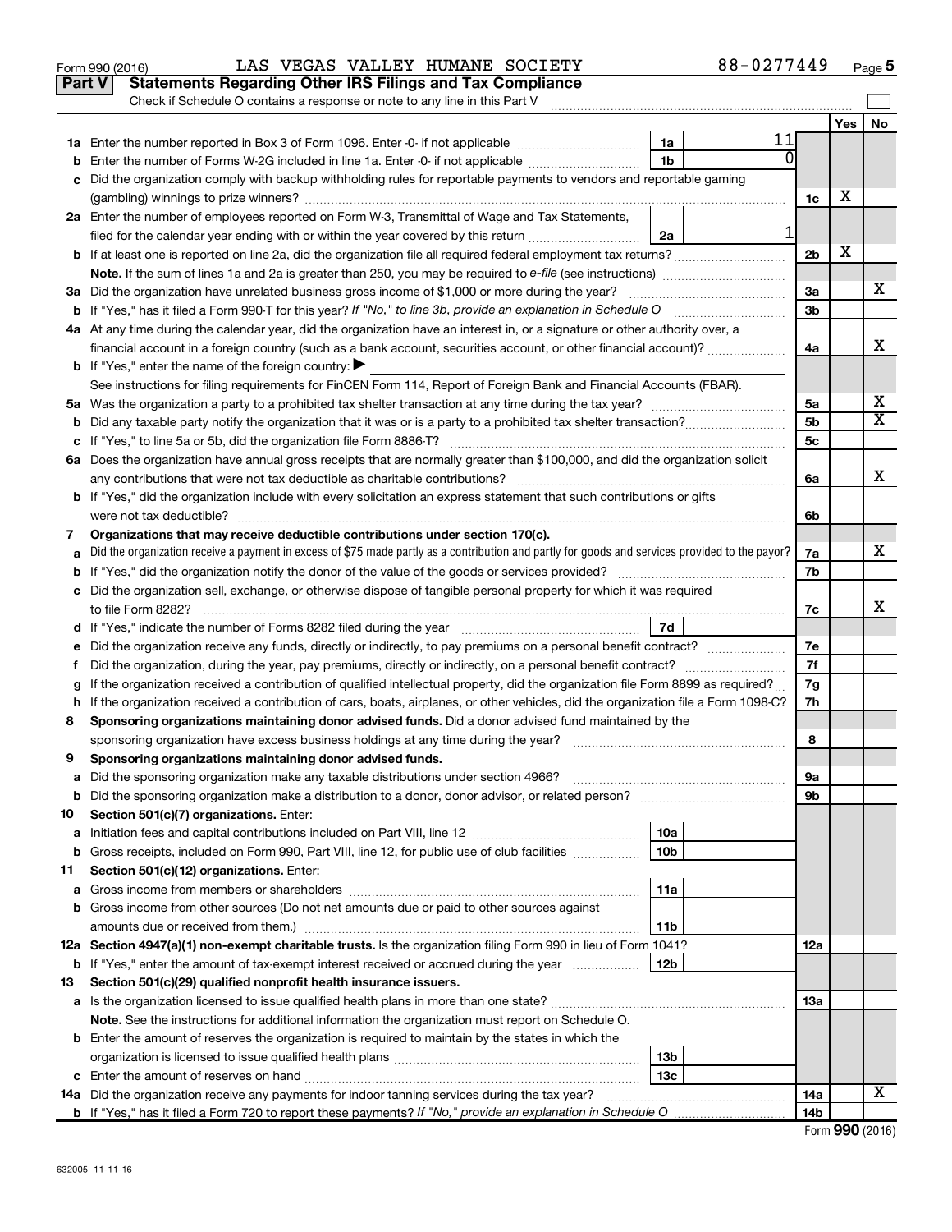LAS VEGAS VALLEY HUMANE SOCIETY 88-0277449

## Part V Statements Regarding Other IRS Filings and Tax Compliance

Check if Schedule O contains a response or note to any line in this Part V

| | | | | | Yes | No |
|---|---|---|---|---|---|---|
| **1a** | Enter the number reported in Box 3 of Form 1096. Enter -0- if not applicable | 1a | 11 | | | |
| **b** | Enter the number of Forms W-2G included in line 1a. Enter -0- if not applicable | 1b | 0 | | | |
| **c** | Did the organization comply with backup withholding rules for reportable payments to vendors and reportable gaming (gambling) winnings to prize winners? | | | 1c | X | |
| **2a** | Enter the number of employees reported on Form W-3, Transmittal of Wage and Tax Statements, filed for the calendar year ending with or within the year covered by this return | 2a | 1 | | | |
| **b** | If at least one is reported on line 2a, did the organization file all required federal employment tax returns? | | | 2b | X | |
| | **Note.** If the sum of lines 1a and 2a is greater than 250, you may be required to *e-file* (see instructions) | | | | | |
| **3a** | Did the organization have unrelated business gross income of $1,000 or more during the year? | | | 3a | | X |
| **b** | If "Yes," has it filed a Form 990-T for this year? *If "No," to line 3b, provide an explanation in Schedule O* | | | 3b | | |
| **4a** | At any time during the calendar year, did the organization have an interest in, or a signature or other authority over, a financial account in a foreign country (such as a bank account, securities account, or other financial account)? | | | 4a | | X |
| **b** | If "Yes," enter the name of the foreign country: ▶ | | | | | |
| | See instructions for filing requirements for FinCEN Form 114, Report of Foreign Bank and Financial Accounts (FBAR). | | | | | |
| **5a** | Was the organization a party to a prohibited tax shelter transaction at any time during the tax year? | | | 5a | | X |
| **b** | Did any taxable party notify the organization that it was or is a party to a prohibited tax shelter transaction? | | | 5b | | X |
| **c** | If "Yes," to line 5a or 5b, did the organization file Form 8886-T? | | | 5c | | |
| **6a** | Does the organization have annual gross receipts that are normally greater than $100,000, and did the organization solicit any contributions that were not tax deductible as charitable contributions? | | | 6a | | X |
| **b** | If "Yes," did the organization include with every solicitation an express statement that such contributions or gifts were not tax deductible? | | | 6b | | |
| **7** | **Organizations that may receive deductible contributions under section 170(c).** | | | | | |
| **a** | Did the organization receive a payment in excess of $75 made partly as a contribution and partly for goods and services provided to the payor? | | | 7a | | X |
| **b** | If "Yes," did the organization notify the donor of the value of the goods or services provided? | | | 7b | | |
| **c** | Did the organization sell, exchange, or otherwise dispose of tangible personal property for which it was required to file Form 8282? | | | 7c | | X |
| **d** | If "Yes," indicate the number of Forms 8282 filed during the year | 7d | | | | |
| **e** | Did the organization receive any funds, directly or indirectly, to pay premiums on a personal benefit contract? | | | 7e | | |
| **f** | Did the organization, during the year, pay premiums, directly or indirectly, on a personal benefit contract? | | | 7f | | |
| **g** | If the organization received a contribution of qualified intellectual property, did the organization file Form 8899 as required? | | | 7g | | |
| **h** | If the organization received a contribution of cars, boats, airplanes, or other vehicles, did the organization file a Form 1098-C? | | | 7h | | |
| **8** | **Sponsoring organizations maintaining donor advised funds.** Did a donor advised fund maintained by the sponsoring organization have excess business holdings at any time during the year? | | | 8 | | |
| **9** | **Sponsoring organizations maintaining donor advised funds.** | | | | | |
| **a** | Did the sponsoring organization make any taxable distributions under section 4966? | | | 9a | | |
| **b** | Did the sponsoring organization make a distribution to a donor, donor advisor, or related person? | | | 9b | | |
| **10** | **Section 501(c)(7) organizations.** Enter: | | | | | |
| **a** | Initiation fees and capital contributions included on Part VIII, line 12 | 10a | | | | |
| **b** | Gross receipts, included on Form 990, Part VIII, line 12, for public use of club facilities | 10b | | | | |
| **11** | **Section 501(c)(12) organizations.** Enter: | | | | | |
| **a** | Gross income from members or shareholders | 11a | | | | |
| **b** | Gross income from other sources (Do not net amounts due or paid to other sources against amounts due or received from them.) | 11b | | | | |
| **12a** | **Section 4947(a)(1) non-exempt charitable trusts.** Is the organization filing Form 990 in lieu of Form 1041? | | | 12a | | |
| **b** | If "Yes," enter the amount of tax-exempt interest received or accrued during the year | 12b | | | | |
| **13** | **Section 501(c)(29) qualified nonprofit health insurance issuers.** | | | | | |
| **a** | Is the organization licensed to issue qualified health plans in more than one state? | | | 13a | | |
| | **Note.** See the instructions for additional information the organization must report on Schedule O. | | | | | |
| **b** | Enter the amount of reserves the organization is required to maintain by the states in which the organization is licensed to issue qualified health plans | 13b | | | | |
| **c** | Enter the amount of reserves on hand | 13c | | | | |
| **14a** | Did the organization receive any payments for indoor tanning services during the tax year? | | | 14a | | X |
| **b** | If "Yes," has it filed a Form 720 to report these payments? *If "No," provide an explanation in Schedule O* | | | 14b | | |

Form **990** (2016)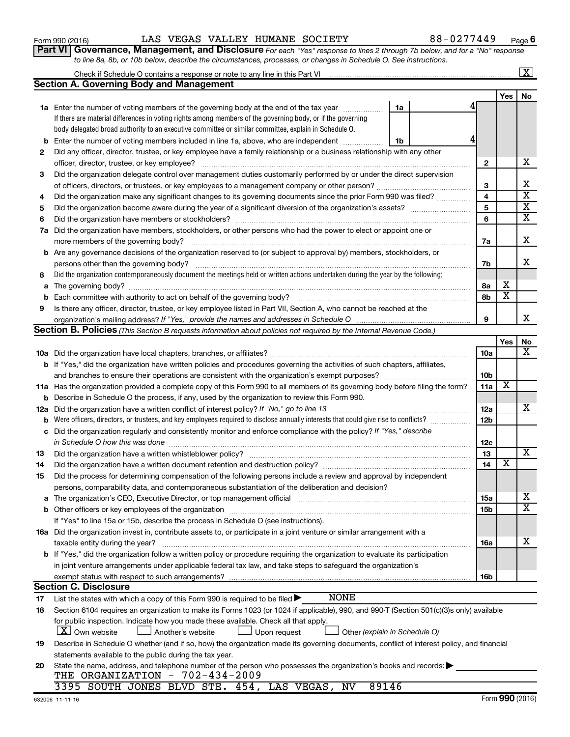Form 990 (2016) LAS VEGAS VALLEY HUMANE SOCIETY 88-0277449

## Part VI Governance, Management, and Disclosure

*For each "Yes" response to lines 2 through 7b below, and for a "No" response to line 8a, 8b, or 10b below, describe the circumstances, processes, or changes in Schedule O. See instructions.*

Check if Schedule O contains a response or note to any line in this Part VI ..... [X]

### Section A. Governing Body and Management

| | | | Yes | No |
|---|---|---|---|---|
| **1a** | Enter the number of voting members of the governing body at the end of the tax year ..... 1a: 4<br>If there are material differences in voting rights among members of the governing body, or if the governing body delegated broad authority to an executive committee or similar committee, explain in Schedule O. | | | |
| **b** | Enter the number of voting members included in line 1a, above, who are independent ..... 1b: 4 | | | |
| **2** | Did any officer, director, trustee, or key employee have a family relationship or a business relationship with any other officer, director, trustee, or key employee? | 2 | | X |
| **3** | Did the organization delegate control over management duties customarily performed by or under the direct supervision of officers, directors, or trustees, or key employees to a management company or other person? | 3 | | X |
| **4** | Did the organization make any significant changes to its governing documents since the prior Form 990 was filed? | 4 | | X |
| **5** | Did the organization become aware during the year of a significant diversion of the organization's assets? | 5 | | X |
| **6** | Did the organization have members or stockholders? | 6 | | X |
| **7a** | Did the organization have members, stockholders, or other persons who had the power to elect or appoint one or more members of the governing body? | 7a | | X |
| **b** | Are any governance decisions of the organization reserved to (or subject to approval by) members, stockholders, or persons other than the governing body? | 7b | | X |
| **8** | Did the organization contemporaneously document the meetings held or written actions undertaken during the year by the following: | | | |
| **a** | The governing body? | 8a | X | |
| **b** | Each committee with authority to act on behalf of the governing body? | 8b | X | |
| **9** | Is there any officer, director, trustee, or key employee listed in Part VII, Section A, who cannot be reached at the organization's mailing address? *If "Yes," provide the names and addresses in Schedule O* | 9 | | X |

### Section B. Policies *(This Section B requests information about policies not required by the Internal Revenue Code.)*

| | | | Yes | No |
|---|---|---|---|---|
| **10a** | Did the organization have local chapters, branches, or affiliates? | 10a | | X |
| **b** | If "Yes," did the organization have written policies and procedures governing the activities of such chapters, affiliates, and branches to ensure their operations are consistent with the organization's exempt purposes? | 10b | | |
| **11a** | Has the organization provided a complete copy of this Form 990 to all members of its governing body before filing the form? | 11a | X | |
| **b** | Describe in Schedule O the process, if any, used by the organization to review this Form 990. | | | |
| **12a** | Did the organization have a written conflict of interest policy? *If "No," go to line 13* | 12a | | X |
| **b** | Were officers, directors, or trustees, and key employees required to disclose annually interests that could give rise to conflicts? | 12b | | |
| **c** | Did the organization regularly and consistently monitor and enforce compliance with the policy? *If "Yes," describe in Schedule O how this was done* | 12c | | |
| **13** | Did the organization have a written whistleblower policy? | 13 | | X |
| **14** | Did the organization have a written document retention and destruction policy? | 14 | X | |
| **15** | Did the process for determining compensation of the following persons include a review and approval by independent persons, comparability data, and contemporaneous substantiation of the deliberation and decision? | | | |
| **a** | The organization's CEO, Executive Director, or top management official | 15a | | X |
| **b** | Other officers or key employees of the organization | 15b | | X |
| | If "Yes" to line 15a or 15b, describe the process in Schedule O (see instructions). | | | |
| **16a** | Did the organization invest in, contribute assets to, or participate in a joint venture or similar arrangement with a taxable entity during the year? | 16a | | X |
| **b** | If "Yes," did the organization follow a written policy or procedure requiring the organization to evaluate its participation in joint venture arrangements under applicable federal tax law, and take steps to safeguard the organization's exempt status with respect to such arrangements? | 16b | | |

### Section C. Disclosure

**17** List the states with which a copy of this Form 990 is required to be filed ▶ NONE

**18** Section 6104 requires an organization to make its Forms 1023 (or 1024 if applicable), 990, and 990-T (Section 501(c)(3)s only) available for public inspection. Indicate how you made these available. Check all that apply.

[X] Own website [ ] Another's website [ ] Upon request [ ] Other *(explain in Schedule O)*

**19** Describe in Schedule O whether (and if so, how) the organization made its governing documents, conflict of interest policy, and financial statements available to the public during the tax year.

**20** State the name, address, and telephone number of the person who possesses the organization's books and records: ▶

THE ORGANIZATION - 702-434-2009

3395 SOUTH JONES BLVD STE. 454, LAS VEGAS, NV 89146

632006 11-11-16 Form **990** (2016)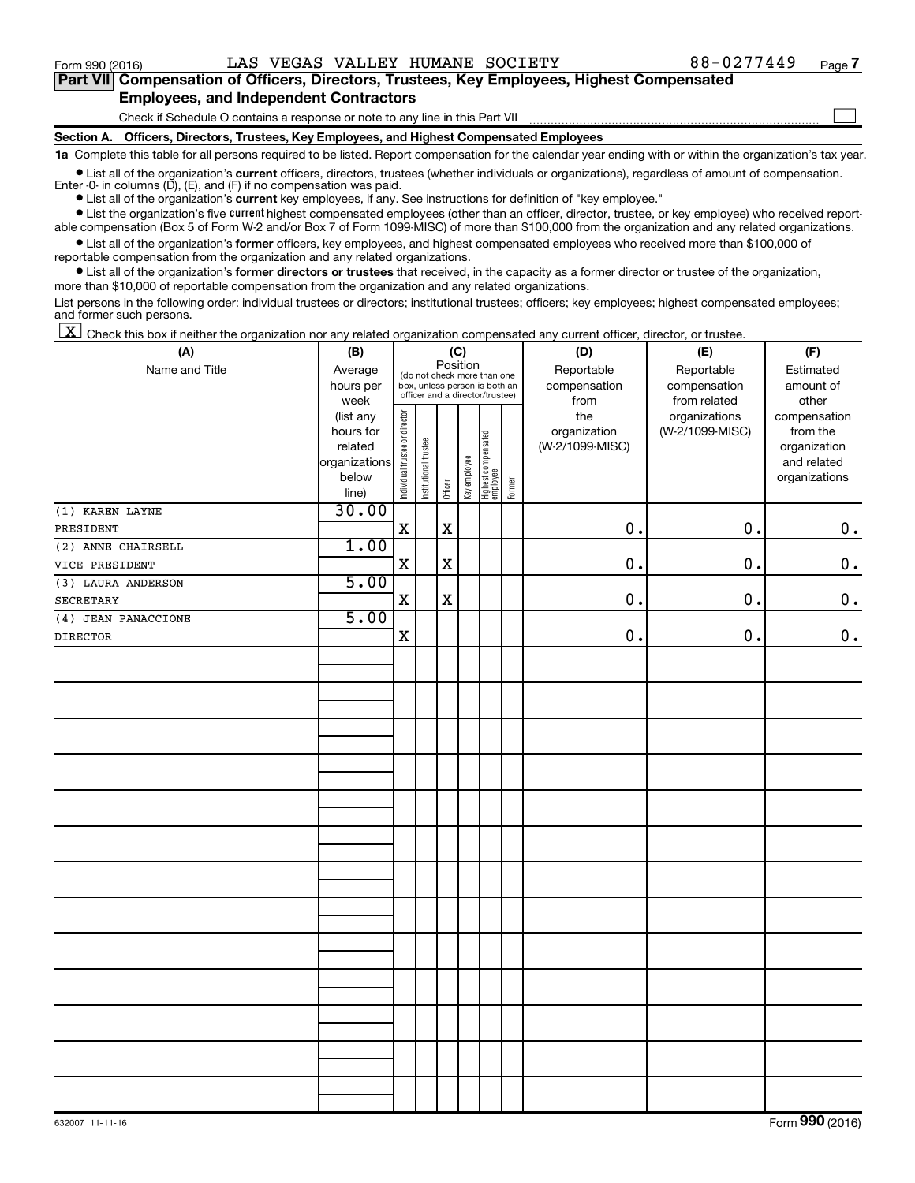Form 990 (2016) LAS VEGAS VALLEY HUMANE SOCIETY 88-0277449

## Part VII Compensation of Officers, Directors, Trustees, Key Employees, Highest Compensated Employees, and Independent Contractors

Check if Schedule O contains a response or note to any line in this Part VII ☐

### Section A. Officers, Directors, Trustees, Key Employees, and Highest Compensated Employees

**1a** Complete this table for all persons required to be listed. Report compensation for the calendar year ending with or within the organization's tax year.

- List all of the organization's **current** officers, directors, trustees (whether individuals or organizations), regardless of amount of compensation. Enter -0- in columns (D), (E), and (F) if no compensation was paid.
- List all of the organization's **current** key employees, if any. See instructions for definition of "key employee."
- List the organization's five **current** highest compensated employees (other than an officer, director, trustee, or key employee) who received reportable compensation (Box 5 of Form W-2 and/or Box 7 of Form 1099-MISC) of more than $100,000 from the organization and any related organizations.
- List all of the organization's **former** officers, key employees, and highest compensated employees who received more than $100,000 of reportable compensation from the organization and any related organizations.
- List all of the organization's **former directors or trustees** that received, in the capacity as a former director or trustee of the organization, more than $10,000 of reportable compensation from the organization and any related organizations.

List persons in the following order: individual trustees or directors; institutional trustees; officers; key employees; highest compensated employees; and former such persons.

☒ Check this box if neither the organization nor any related organization compensated any current officer, director, or trustee.

| (A) Name and Title | (B) Average hours per week (list any hours for related organizations below line) | (C) Position: Individual trustee or director | Institutional trustee | Officer | Key employee | Highest compensated employee | Former | (D) Reportable compensation from the organization (W-2/1099-MISC) | (E) Reportable compensation from related organizations (W-2/1099-MISC) | (F) Estimated amount of other compensation from the organization and related organizations |
|---|---|---|---|---|---|---|---|---|---|---|
| (1) KAREN LAYNE<br>PRESIDENT | 30.00 | X | | X | | | | 0. | 0. | 0. |
| (2) ANNE CHAIRSELL<br>VICE PRESIDENT | 1.00 | X | | X | | | | 0. | 0. | 0. |
| (3) LAURA ANDERSON<br>SECRETARY | 5.00 | X | | X | | | | 0. | 0. | 0. |
| (4) JEAN PANACCIONE<br>DIRECTOR | 5.00 | X | | | | | | 0. | 0. | 0. |

632007 11-11-16 Form **990** (2016)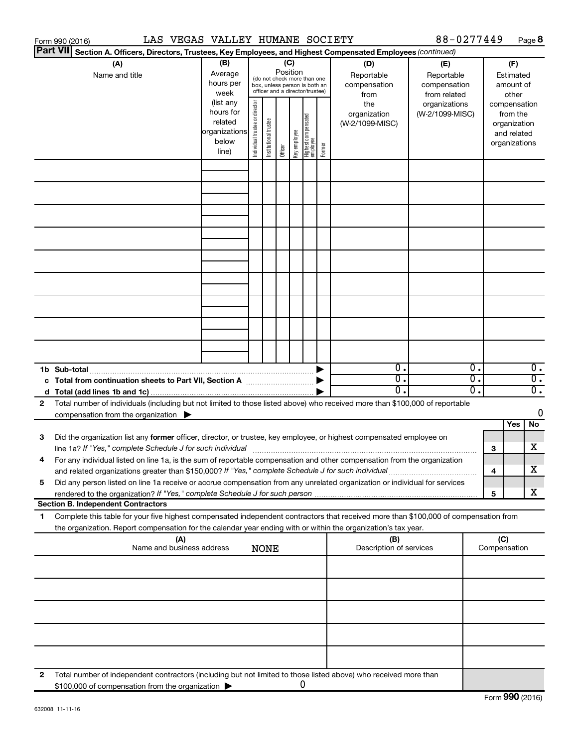Form 990 (2016) LAS VEGAS VALLEY HUMANE SOCIETY 88-0277449 Page 8

**Part VII** **Section A. Officers, Directors, Trustees, Key Employees, and Highest Compensated Employees** *(continued)*

| (A) Name and title | (B) Average hours per week (list any hours for related organizations below line) | (C) Position (do not check more than one box, unless person is both an officer and a director/trustee): Individual trustee or director | Institutional trustee | Officer | Key employee | Highest compensated employee | Former | (D) Reportable compensation from the organization (W-2/1099-MISC) | (E) Reportable compensation from related organizations (W-2/1099-MISC) | (F) Estimated amount of other compensation from the organization and related organizations |
|---|---|---|---|---|---|---|---|---|---|---|
| | | | | | | | | | | |
| | | | | | | | | | | |
| | | | | | | | | | | |
| | | | | | | | | | | |
| | | | | | | | | | | |
| | | | | | | | | | | |
| | | | | | | | | | | |
| | | | | | | | | | | |
| | | | | | | | | | | |
| **1b Sub-total** | | | | | | | | 0. | 0. | 0. |
| **c Total from continuation sheets to Part VII, Section A** | | | | | | | | 0. | 0. | 0. |
| **d Total (add lines 1b and 1c)** | | | | | | | | 0. | 0. | 0. |

**2** Total number of individuals (including but not limited to those listed above) who received more than $100,000 of reportable compensation from the organization ▶ 0

| | | | Yes | No |
|---|---|---|---|---|
| **3** | Did the organization list any **former** officer, director, or trustee, key employee, or highest compensated employee on line 1a? *If "Yes," complete Schedule J for such individual* | 3 | | X |
| **4** | For any individual listed on line 1a, is the sum of reportable compensation and other compensation from the organization and related organizations greater than $150,000? *If "Yes," complete Schedule J for such individual* | 4 | | X |
| **5** | Did any person listed on line 1a receive or accrue compensation from any unrelated organization or individual for services rendered to the organization? *If "Yes," complete Schedule J for such person* | 5 | | X |

**Section B. Independent Contractors**

**1** Complete this table for your five highest compensated independent contractors that received more than $100,000 of compensation from the organization. Report compensation for the calendar year ending with or within the organization's tax year.

| (A) Name and business address | (B) Description of services | (C) Compensation |
|---|---|---|
| NONE | | |
| | | |
| | | |
| | | |
| | | |

**2** Total number of independent contractors (including but not limited to those listed above) who received more than $100,000 of compensation from the organization ▶ 0

Form **990** (2016)

632008 11-11-16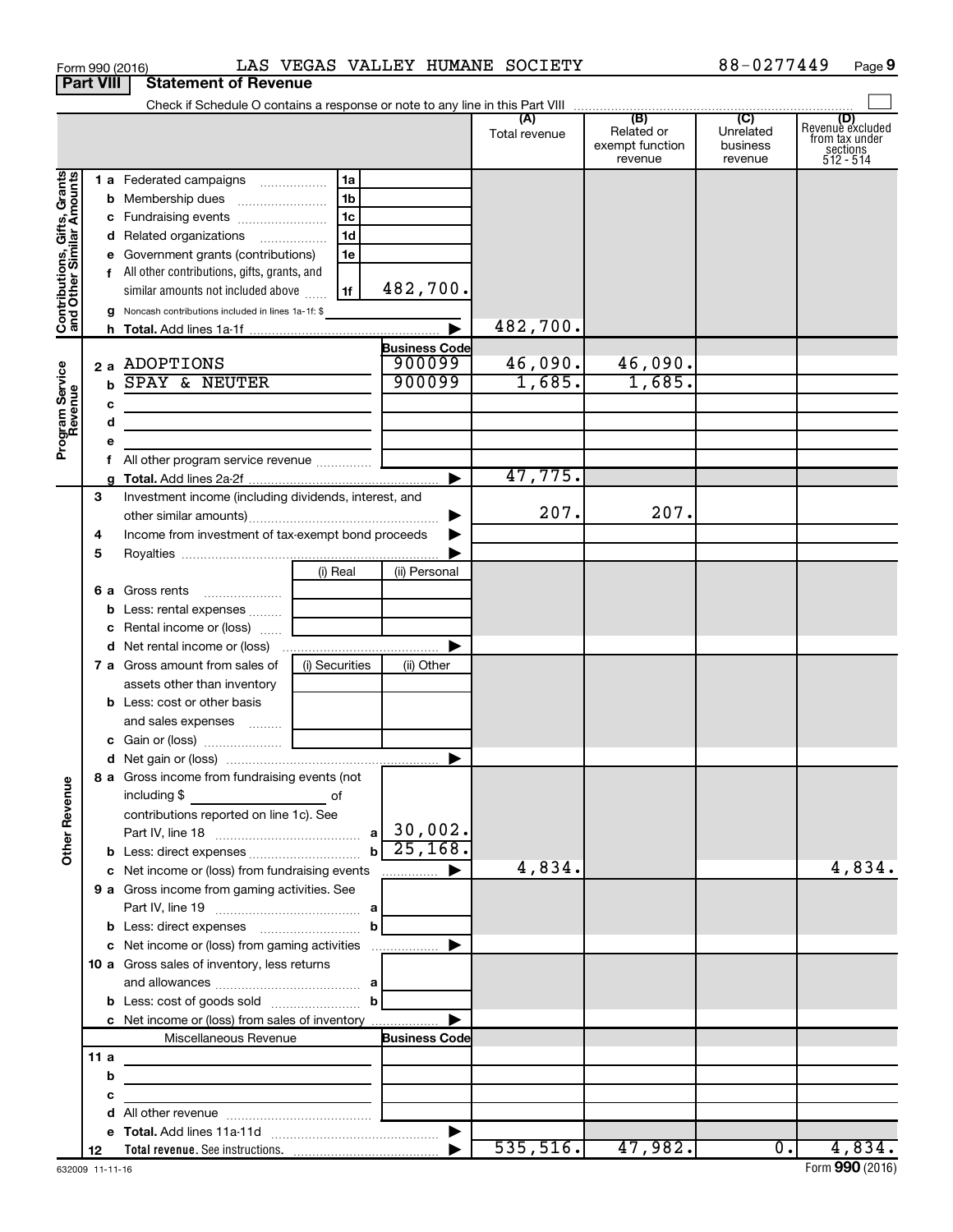Form 990 (2016) LAS VEGAS VALLEY HUMANE SOCIETY 88-0277449

## Part VIII Statement of Revenue

Check if Schedule O contains a response or note to any line in this Part VIII

| | | | (A) Total revenue | (B) Related or exempt function revenue | (C) Unrelated business revenue | (D) Revenue excluded from tax under sections 512 - 514 |
|---|---|---|---|---|---|---|
| **Contributions, Gifts, Grants and Other Similar Amounts** | | | | | | |
| 1 a | Federated campaigns | 1a | | | | |
| b | Membership dues | 1b | | | | |
| c | Fundraising events | 1c | | | | |
| d | Related organizations | 1d | | | | |
| e | Government grants (contributions) | 1e | | | | |
| f | All other contributions, gifts, grants, and similar amounts not included above | 1f 482,700. | | | | |
| g | Noncash contributions included in lines 1a-1f: $ | | | | | |
| h | **Total.** Add lines 1a-1f | | 482,700. | | | |
| **Program Service Revenue** | | **Business Code** | | | | |
| 2 a | ADOPTIONS | 900099 | 46,090. | 46,090. | | |
| b | SPAY & NEUTER | 900099 | 1,685. | 1,685. | | |
| c | | | | | | |
| d | | | | | | |
| e | | | | | | |
| f | All other program service revenue | | | | | |
| g | **Total.** Add lines 2a-2f | | 47,775. | | | |
| **Other Revenue** | | | | | | |
| 3 | Investment income (including dividends, interest, and other similar amounts) | | 207. | 207. | | |
| 4 | Income from investment of tax-exempt bond proceeds | | | | | |
| 5 | Royalties | | | | | |
| | | (i) Real / (ii) Personal | | | | |
| 6 a | Gross rents | | | | | |
| b | Less: rental expenses | | | | | |
| c | Rental income or (loss) | | | | | |
| d | Net rental income or (loss) | | | | | |
| | | (i) Securities / (ii) Other | | | | |
| 7 a | Gross amount from sales of assets other than inventory | | | | | |
| b | Less: cost or other basis and sales expenses | | | | | |
| c | Gain or (loss) | | | | | |
| d | Net gain or (loss) | | | | | |
| 8 a | Gross income from fundraising events (not including $ of contributions reported on line 1c). See Part IV, line 18 | a 30,002. | | | | |
| b | Less: direct expenses | b 25,168. | | | | |
| c | Net income or (loss) from fundraising events | | 4,834. | | | 4,834. |
| 9 a | Gross income from gaming activities. See Part IV, line 19 | a | | | | |
| b | Less: direct expenses | b | | | | |
| c | Net income or (loss) from gaming activities | | | | | |
| 10 a | Gross sales of inventory, less returns and allowances | a | | | | |
| b | Less: cost of goods sold | b | | | | |
| c | Net income or (loss) from sales of inventory | | | | | |
| | Miscellaneous Revenue | **Business Code** | | | | |
| 11 a | | | | | | |
| b | | | | | | |
| c | | | | | | |
| d | All other revenue | | | | | |
| e | **Total.** Add lines 11a-11d | | | | | |
| 12 | **Total revenue.** See instructions. | | 535,516. | 47,982. | 0. | 4,834. |

632009 11-11-16 Form **990** (2016)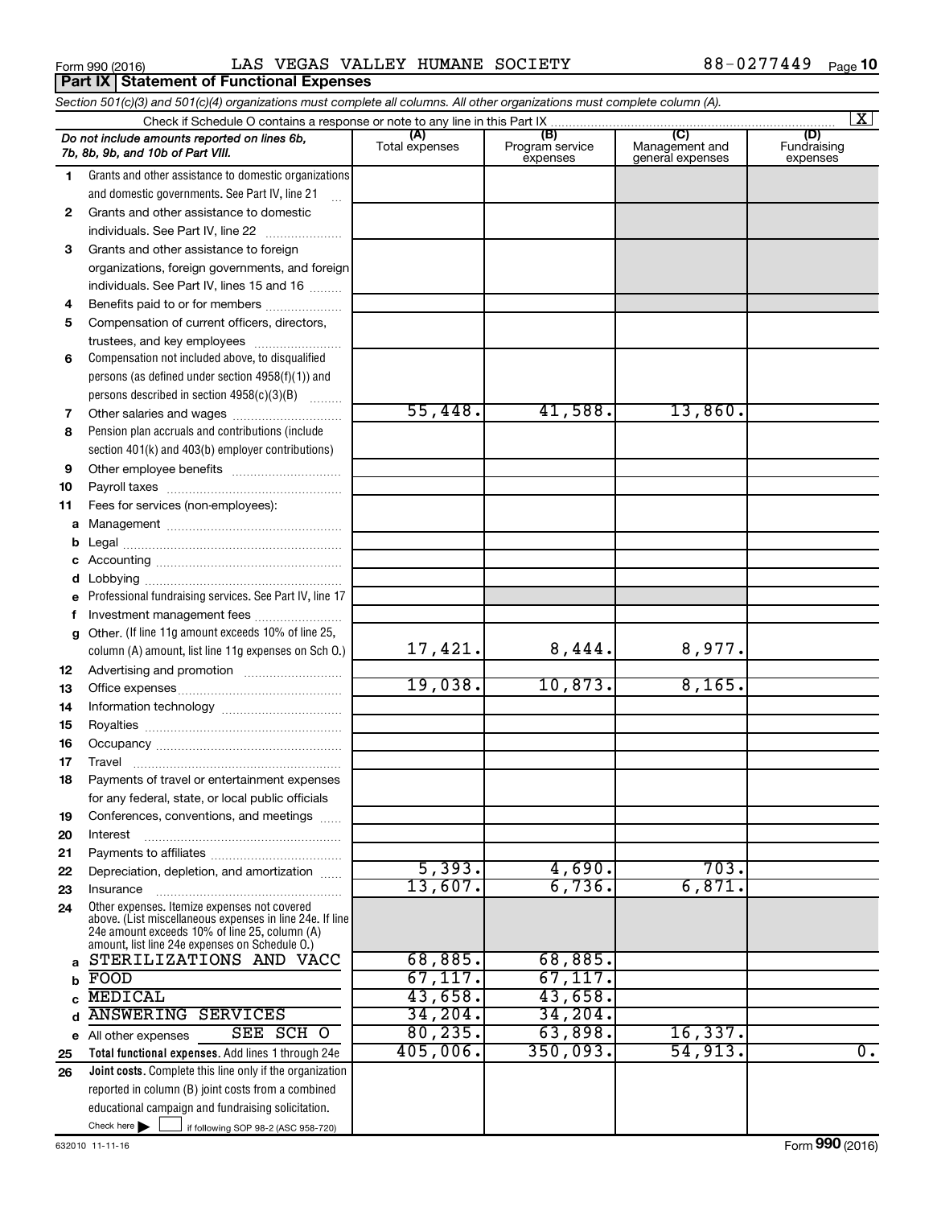Form 990 (2016) LAS VEGAS VALLEY HUMANE SOCIETY 88-0277449

## Part IX Statement of Functional Expenses

*Section 501(c)(3) and 501(c)(4) organizations must complete all columns. All other organizations must complete column (A).*

Check if Schedule O contains a response or note to any line in this Part IX [X]

| | *Do not include amounts reported on lines 6b, 7b, 8b, 9b, and 10b of Part VIII.* | (A) Total expenses | (B) Program service expenses | (C) Management and general expenses | (D) Fundraising expenses |
|---|---|---|---|---|---|
| 1 | Grants and other assistance to domestic organizations and domestic governments. See Part IV, line 21 | | | | |
| 2 | Grants and other assistance to domestic individuals. See Part IV, line 22 | | | | |
| 3 | Grants and other assistance to foreign organizations, foreign governments, and foreign individuals. See Part IV, lines 15 and 16 | | | | |
| 4 | Benefits paid to or for members | | | | |
| 5 | Compensation of current officers, directors, trustees, and key employees | | | | |
| 6 | Compensation not included above, to disqualified persons (as defined under section 4958(f)(1)) and persons described in section 4958(c)(3)(B) | | | | |
| 7 | Other salaries and wages | 55,448. | 41,588. | 13,860. | |
| 8 | Pension plan accruals and contributions (include section 401(k) and 403(b) employer contributions) | | | | |
| 9 | Other employee benefits | | | | |
| 10 | Payroll taxes | | | | |
| 11 | Fees for services (non-employees): | | | | |
| a | Management | | | | |
| b | Legal | | | | |
| c | Accounting | | | | |
| d | Lobbying | | | | |
| e | Professional fundraising services. See Part IV, line 17 | | | | |
| f | Investment management fees | | | | |
| g | Other. (If line 11g amount exceeds 10% of line 25, column (A) amount, list line 11g expenses on Sch O.) | 17,421. | 8,444. | 8,977. | |
| 12 | Advertising and promotion | | | | |
| 13 | Office expenses | 19,038. | 10,873. | 8,165. | |
| 14 | Information technology | | | | |
| 15 | Royalties | | | | |
| 16 | Occupancy | | | | |
| 17 | Travel | | | | |
| 18 | Payments of travel or entertainment expenses for any federal, state, or local public officials | | | | |
| 19 | Conferences, conventions, and meetings | | | | |
| 20 | Interest | | | | |
| 21 | Payments to affiliates | | | | |
| 22 | Depreciation, depletion, and amortization | 5,393. | 4,690. | 703. | |
| 23 | Insurance | 13,607. | 6,736. | 6,871. | |
| 24 | Other expenses. Itemize expenses not covered above. (List miscellaneous expenses in line 24e. If line 24e amount exceeds 10% of line 25, column (A) amount, list line 24e expenses on Schedule O.) | | | | |
| a | STERILIZATIONS AND VACC | 68,885. | 68,885. | | |
| b | FOOD | 67,117. | 67,117. | | |
| c | MEDICAL | 43,658. | 43,658. | | |
| d | ANSWERING SERVICES | 34,204. | 34,204. | | |
| e | All other expenses SEE SCH O | 80,235. | 63,898. | 16,337. | |
| 25 | **Total functional expenses.** Add lines 1 through 24e | 405,006. | 350,093. | 54,913. | 0. |
| 26 | **Joint costs.** Complete this line only if the organization reported in column (B) joint costs from a combined educational campaign and fundraising solicitation. Check here [ ] if following SOP 98-2 (ASC 958-720) | | | | |

632010 11-11-16 Form **990** (2016)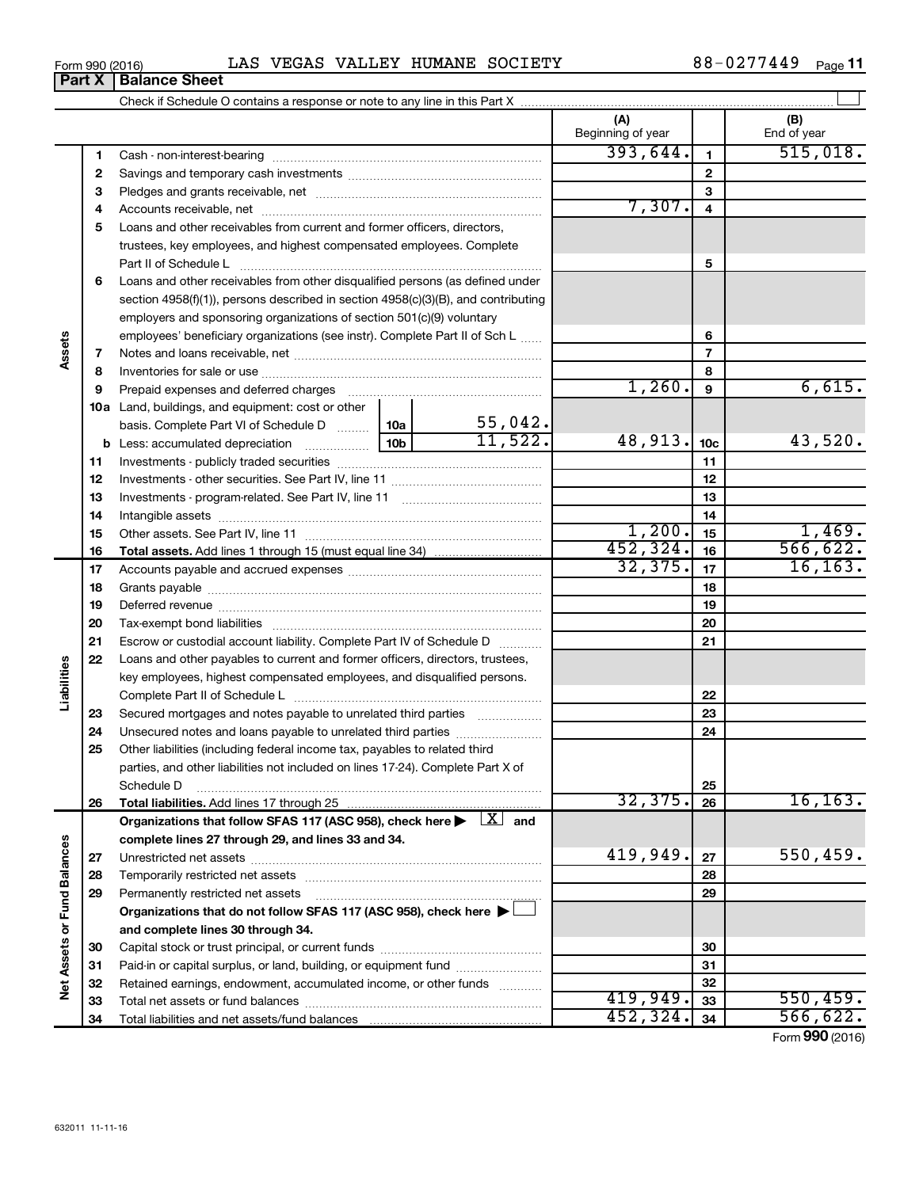Form 990 (2016) LAS VEGAS VALLEY HUMANE SOCIETY 88-0277449

## Part X Balance Sheet

Check if Schedule O contains a response or note to any line in this Part X

| | | | (A) Beginning of year | | (B) End of year |
|---|---|---|---|---|---|
| **Assets** | 1 | Cash - non-interest-bearing | 393,644. | 1 | 515,018. |
| | 2 | Savings and temporary cash investments | | 2 | |
| | 3 | Pledges and grants receivable, net | | 3 | |
| | 4 | Accounts receivable, net | 7,307. | 4 | |
| | 5 | Loans and other receivables from current and former officers, directors, trustees, key employees, and highest compensated employees. Complete Part II of Schedule L | | 5 | |
| | 6 | Loans and other receivables from other disqualified persons (as defined under section 4958(f)(1)), persons described in section 4958(c)(3)(B), and contributing employers and sponsoring organizations of section 501(c)(9) voluntary employees' beneficiary organizations (see instr). Complete Part II of Sch L | | 6 | |
| | 7 | Notes and loans receivable, net | | 7 | |
| | 8 | Inventories for sale or use | | 8 | |
| | 9 | Prepaid expenses and deferred charges | 1,260. | 9 | 6,615. |
| | 10a | Land, buildings, and equipment: cost or other basis. Complete Part VI of Schedule D — 10a: 55,042. | | | |
| | b | Less: accumulated depreciation — 10b: 11,522. | 48,913. | 10c | 43,520. |
| | 11 | Investments - publicly traded securities | | 11 | |
| | 12 | Investments - other securities. See Part IV, line 11 | | 12 | |
| | 13 | Investments - program-related. See Part IV, line 11 | | 13 | |
| | 14 | Intangible assets | | 14 | |
| | 15 | Other assets. See Part IV, line 11 | 1,200. | 15 | 1,469. |
| | 16 | **Total assets.** Add lines 1 through 15 (must equal line 34) | 452,324. | 16 | 566,622. |
| **Liabilities** | 17 | Accounts payable and accrued expenses | 32,375. | 17 | 16,163. |
| | 18 | Grants payable | | 18 | |
| | 19 | Deferred revenue | | 19 | |
| | 20 | Tax-exempt bond liabilities | | 20 | |
| | 21 | Escrow or custodial account liability. Complete Part IV of Schedule D | | 21 | |
| | 22 | Loans and other payables to current and former officers, directors, trustees, key employees, highest compensated employees, and disqualified persons. Complete Part II of Schedule L | | 22 | |
| | 23 | Secured mortgages and notes payable to unrelated third parties | | 23 | |
| | 24 | Unsecured notes and loans payable to unrelated third parties | | 24 | |
| | 25 | Other liabilities (including federal income tax, payables to related third parties, and other liabilities not included on lines 17-24). Complete Part X of Schedule D | | 25 | |
| | 26 | **Total liabilities.** Add lines 17 through 25 | 32,375. | 26 | 16,163. |
| **Net Assets or Fund Balances** | | **Organizations that follow SFAS 117 (ASC 958), check here ▶ [X] and complete lines 27 through 29, and lines 33 and 34.** | | | |
| | 27 | Unrestricted net assets | 419,949. | 27 | 550,459. |
| | 28 | Temporarily restricted net assets | | 28 | |
| | 29 | Permanently restricted net assets | | 29 | |
| | | **Organizations that do not follow SFAS 117 (ASC 958), check here ▶ [ ] and complete lines 30 through 34.** | | | |
| | 30 | Capital stock or trust principal, or current funds | | 30 | |
| | 31 | Paid-in or capital surplus, or land, building, or equipment fund | | 31 | |
| | 32 | Retained earnings, endowment, accumulated income, or other funds | | 32 | |
| | 33 | Total net assets or fund balances | 419,949. | 33 | 550,459. |
| | 34 | Total liabilities and net assets/fund balances | 452,324. | 34 | 566,622. |

Form **990** (2016)

632011 11-11-16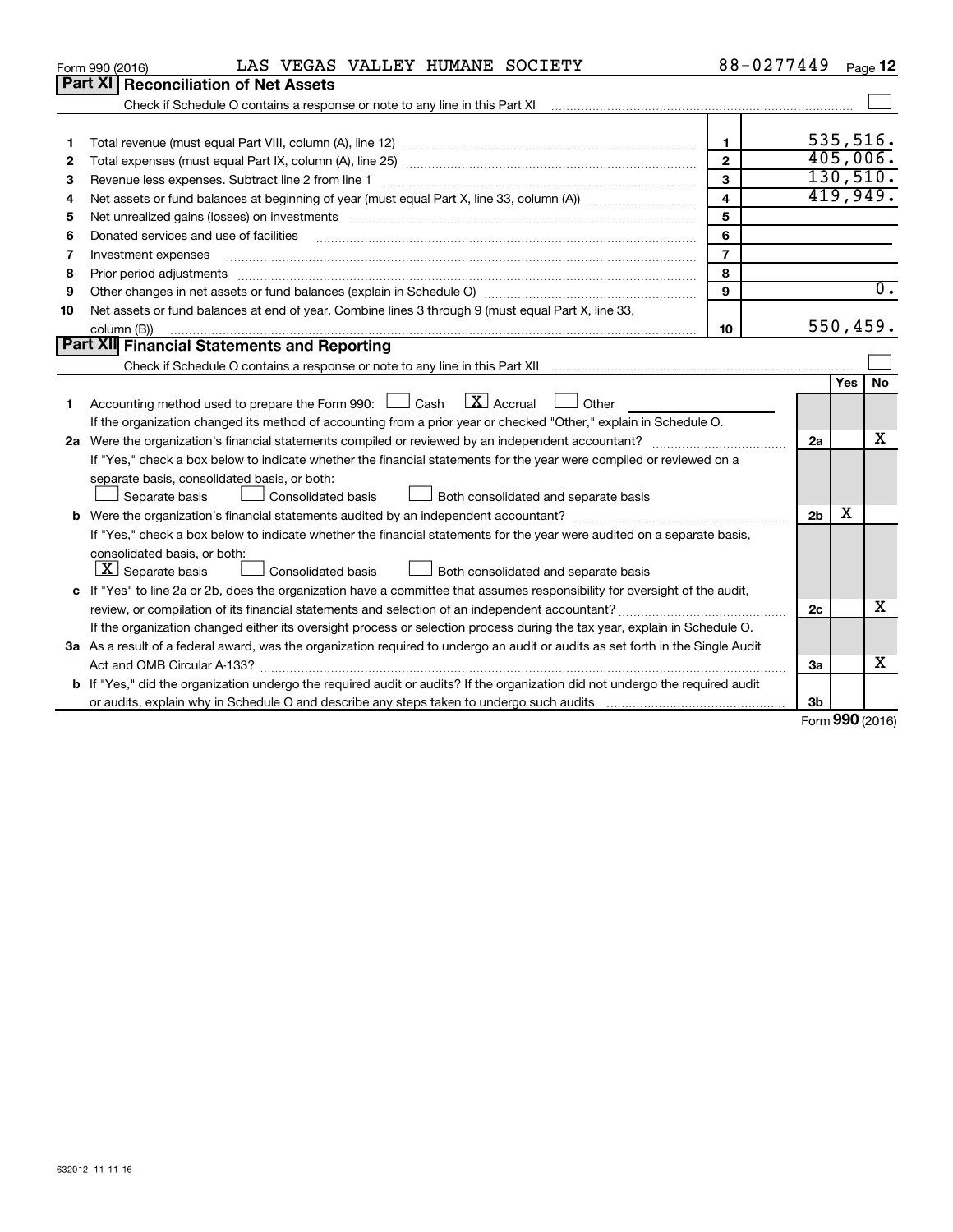Form 990 (2016) LAS VEGAS VALLEY HUMANE SOCIETY 88-0277449 Page 12

## Part XI Reconciliation of Net Assets

Check if Schedule O contains a response or note to any line in this Part XI ☐

| | | | |
|---|---|---|---|
| 1 | Total revenue (must equal Part VIII, column (A), line 12) | 1 | 535,516. |
| 2 | Total expenses (must equal Part IX, column (A), line 25) | 2 | 405,006. |
| 3 | Revenue less expenses. Subtract line 2 from line 1 | 3 | 130,510. |
| 4 | Net assets or fund balances at beginning of year (must equal Part X, line 33, column (A)) | 4 | 419,949. |
| 5 | Net unrealized gains (losses) on investments | 5 | |
| 6 | Donated services and use of facilities | 6 | |
| 7 | Investment expenses | 7 | |
| 8 | Prior period adjustments | 8 | |
| 9 | Other changes in net assets or fund balances (explain in Schedule O) | 9 | 0. |
| 10 | Net assets or fund balances at end of year. Combine lines 3 through 9 (must equal Part X, line 33, column (B)) | 10 | 550,459. |

## Part XII Financial Statements and Reporting

Check if Schedule O contains a response or note to any line in this Part XII ☐

| | | | Yes | No |
|---|---|---|---|---|
| 1 | Accounting method used to prepare the Form 990: ☐ Cash ☒ Accrual ☐ Other<br>If the organization changed its method of accounting from a prior year or checked "Other," explain in Schedule O. | | | |
| 2a | Were the organization's financial statements compiled or reviewed by an independent accountant?<br>If "Yes," check a box below to indicate whether the financial statements for the year were compiled or reviewed on a separate basis, consolidated basis, or both:<br>☐ Separate basis ☐ Consolidated basis ☐ Both consolidated and separate basis | 2a | | X |
| b | Were the organization's financial statements audited by an independent accountant?<br>If "Yes," check a box below to indicate whether the financial statements for the year were audited on a separate basis, consolidated basis, or both:<br>☒ Separate basis ☐ Consolidated basis ☐ Both consolidated and separate basis | 2b | X | |
| c | If "Yes" to line 2a or 2b, does the organization have a committee that assumes responsibility for oversight of the audit, review, or compilation of its financial statements and selection of an independent accountant?<br>If the organization changed either its oversight process or selection process during the tax year, explain in Schedule O. | 2c | | X |
| 3a | As a result of a federal award, was the organization required to undergo an audit or audits as set forth in the Single Audit Act and OMB Circular A-133? | 3a | | X |
| b | If "Yes," did the organization undergo the required audit or audits? If the organization did not undergo the required audit or audits, explain why in Schedule O and describe any steps taken to undergo such audits | 3b | | |

Form 990 (2016)

632012 11-11-16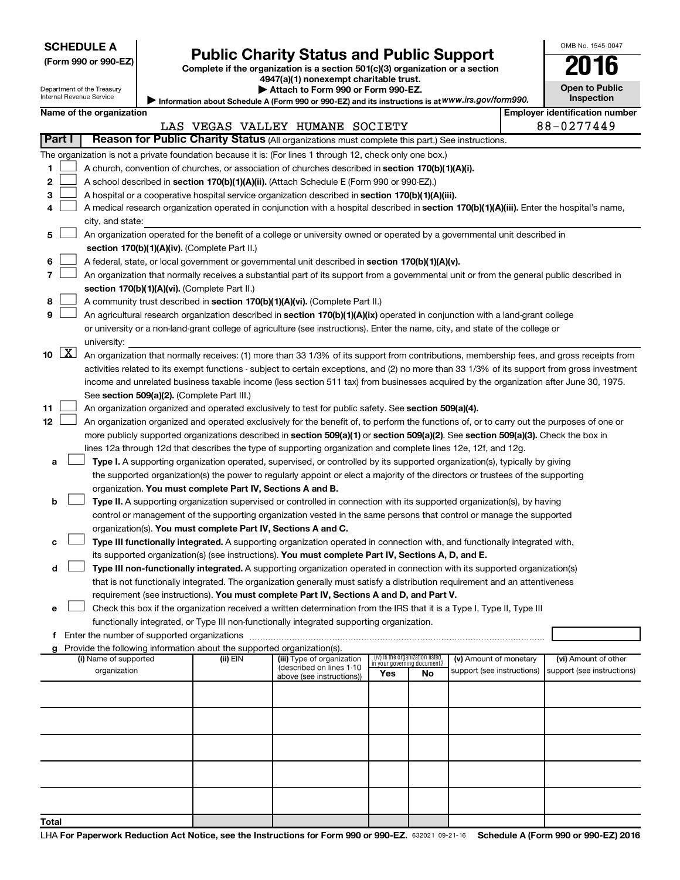**SCHEDULE A**
**(Form 990 or 990-EZ)**

Department of the Treasury
Internal Revenue Service

# Public Charity Status and Public Support

**Complete if the organization is a section 501(c)(3) organization or a section 4947(a)(1) nonexempt charitable trust.**
**▶ Attach to Form 990 or Form 990-EZ.**
**▶ Information about Schedule A (Form 990 or 990-EZ) and its instructions is at** *www.irs.gov/form990.*

OMB No. 1545-0047
**2016**
**Open to Public Inspection**

**Name of the organization**
LAS VEGAS VALLEY HUMANE SOCIETY

**Employer identification number**
88-0277449

**Part I** **Reason for Public Charity Status** (All organizations must complete this part.) See instructions.

The organization is not a private foundation because it is: (For lines 1 through 12, check only one box.)

1. ☐ A church, convention of churches, or association of churches described in **section 170(b)(1)(A)(i).**
2. ☐ A school described in **section 170(b)(1)(A)(ii).** (Attach Schedule E (Form 990 or 990-EZ).)
3. ☐ A hospital or a cooperative hospital service organization described in **section 170(b)(1)(A)(iii).**
4. ☐ A medical research organization operated in conjunction with a hospital described in **section 170(b)(1)(A)(iii).** Enter the hospital's name, city, and state:
5. ☐ An organization operated for the benefit of a college or university owned or operated by a governmental unit described in **section 170(b)(1)(A)(iv).** (Complete Part II.)
6. ☐ A federal, state, or local government or governmental unit described in **section 170(b)(1)(A)(v).**
7. ☐ An organization that normally receives a substantial part of its support from a governmental unit or from the general public described in **section 170(b)(1)(A)(vi).** (Complete Part II.)
8. ☐ A community trust described in **section 170(b)(1)(A)(vi).** (Complete Part II.)
9. ☐ An agricultural research organization described in **section 170(b)(1)(A)(ix)** operated in conjunction with a land-grant college or university or a non-land-grant college of agriculture (see instructions). Enter the name, city, and state of the college or university:
10. ☒ An organization that normally receives: (1) more than 33 1/3% of its support from contributions, membership fees, and gross receipts from activities related to its exempt functions - subject to certain exceptions, and (2) no more than 33 1/3% of its support from gross investment income and unrelated business taxable income (less section 511 tax) from businesses acquired by the organization after June 30, 1975. See **section 509(a)(2).** (Complete Part III.)
11. ☐ An organization organized and operated exclusively to test for public safety. See **section 509(a)(4).**
12. ☐ An organization organized and operated exclusively for the benefit of, to perform the functions of, or to carry out the purposes of one or more publicly supported organizations described in **section 509(a)(1)** or **section 509(a)(2).** See **section 509(a)(3).** Check the box in lines 12a through 12d that describes the type of supporting organization and complete lines 12e, 12f, and 12g.
   - **a** ☐ **Type I.** A supporting organization operated, supervised, or controlled by its supported organization(s), typically by giving the supported organization(s) the power to regularly appoint or elect a majority of the directors or trustees of the supporting organization. **You must complete Part IV, Sections A and B.**
   - **b** ☐ **Type II.** A supporting organization supervised or controlled in connection with its supported organization(s), by having control or management of the supporting organization vested in the same persons that control or manage the supported organization(s). **You must complete Part IV, Sections A and C.**
   - **c** ☐ **Type III functionally integrated.** A supporting organization operated in connection with, and functionally integrated with, its supported organization(s) (see instructions). **You must complete Part IV, Sections A, D, and E.**
   - **d** ☐ **Type III non-functionally integrated.** A supporting organization operated in connection with its supported organization(s) that is not functionally integrated. The organization generally must satisfy a distribution requirement and an attentiveness requirement (see instructions). **You must complete Part IV, Sections A and D, and Part V.**
   - **e** ☐ Check this box if the organization received a written determination from the IRS that it is a Type I, Type II, Type III functionally integrated, or Type III non-functionally integrated supporting organization.
   - **f** Enter the number of supported organizations
   - **g** Provide the following information about the supported organization(s).

| (i) Name of supported organization | (ii) EIN | (iii) Type of organization (described on lines 1-10 above (see instructions)) | (iv) Is the organization listed in your governing document? Yes | No | (v) Amount of monetary support (see instructions) | (vi) Amount of other support (see instructions) |
|---|---|---|---|---|---|---|
| | | | | | | |
| | | | | | | |
| | | | | | | |
| | | | | | | |
| | | | | | | |
| **Total** | | | | | | |

LHA **For Paperwork Reduction Act Notice, see the Instructions for Form 990 or 990-EZ.** 632021 09-21-16 **Schedule A (Form 990 or 990-EZ) 2016**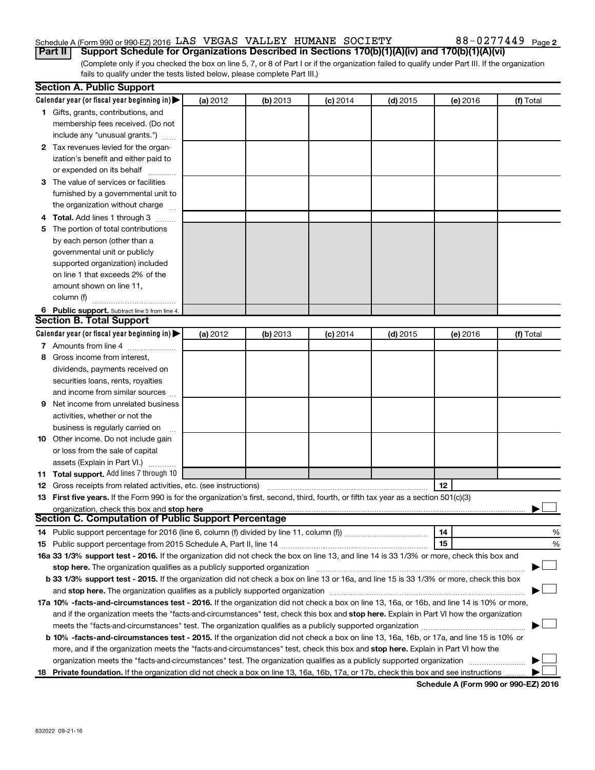Schedule A (Form 990 or 990-EZ) 2016 LAS VEGAS VALLEY HUMANE SOCIETY 88-0277449 Page 2

**Part II** **Support Schedule for Organizations Described in Sections 170(b)(1)(A)(iv) and 170(b)(1)(A)(vi)**

(Complete only if you checked the box on line 5, 7, or 8 of Part I or if the organization failed to qualify under Part III. If the organization fails to qualify under the tests listed below, please complete Part III.)

## Section A. Public Support

| Calendar year (or fiscal year beginning in) ▶ | (a) 2012 | (b) 2013 | (c) 2014 | (d) 2015 | (e) 2016 | (f) Total |
|---|---|---|---|---|---|---|
| 1 Gifts, grants, contributions, and membership fees received. (Do not include any "unusual grants.") | | | | | | |
| 2 Tax revenues levied for the organization's benefit and either paid to or expended on its behalf | | | | | | |
| 3 The value of services or facilities furnished by a governmental unit to the organization without charge | | | | | | |
| 4 **Total.** Add lines 1 through 3 | | | | | | |
| 5 The portion of total contributions by each person (other than a governmental unit or publicly supported organization) included on line 1 that exceeds 2% of the amount shown on line 11, column (f) | | | | | | |
| 6 **Public support.** Subtract line 5 from line 4. | | | | | | |

## Section B. Total Support

| Calendar year (or fiscal year beginning in) ▶ | (a) 2012 | (b) 2013 | (c) 2014 | (d) 2015 | (e) 2016 | (f) Total |
|---|---|---|---|---|---|---|
| 7 Amounts from line 4 | | | | | | |
| 8 Gross income from interest, dividends, payments received on securities loans, rents, royalties and income from similar sources | | | | | | |
| 9 Net income from unrelated business activities, whether or not the business is regularly carried on | | | | | | |
| 10 Other income. Do not include gain or loss from the sale of capital assets (Explain in Part VI.) | | | | | | |
| 11 **Total support.** Add lines 7 through 10 | | | | | | |

12 Gross receipts from related activities, etc. (see instructions) | 12 |

13 **First five years.** If the Form 990 is for the organization's first, second, third, fourth, or fifth tax year as a section 501(c)(3) organization, check this box and **stop here** ▶ ☐

## Section C. Computation of Public Support Percentage

14 Public support percentage for 2016 (line 6, column (f) divided by line 11, column (f)) | 14 | %

15 Public support percentage from 2015 Schedule A, Part II, line 14 | 15 | %

**16a 33 1/3% support test - 2016.** If the organization did not check the box on line 13, and line 14 is 33 1/3% or more, check this box and **stop here.** The organization qualifies as a publicly supported organization ▶ ☐

**b 33 1/3% support test - 2015.** If the organization did not check a box on line 13 or 16a, and line 15 is 33 1/3% or more, check this box and **stop here.** The organization qualifies as a publicly supported organization ▶ ☐

**17a 10% -facts-and-circumstances test - 2016.** If the organization did not check a box on line 13, 16a, or 16b, and line 14 is 10% or more, and if the organization meets the "facts-and-circumstances" test, check this box and **stop here.** Explain in Part VI how the organization meets the "facts-and-circumstances" test. The organization qualifies as a publicly supported organization ▶ ☐

**b 10% -facts-and-circumstances test - 2015.** If the organization did not check a box on line 13, 16a, 16b, or 17a, and line 15 is 10% or more, and if the organization meets the "facts-and-circumstances" test, check this box and **stop here.** Explain in Part VI how the organization meets the "facts-and-circumstances" test. The organization qualifies as a publicly supported organization ▶ ☐

**18 Private foundation.** If the organization did not check a box on line 13, 16a, 16b, 17a, or 17b, check this box and see instructions ▶ ☐

**Schedule A (Form 990 or 990-EZ) 2016**

632022 09-21-16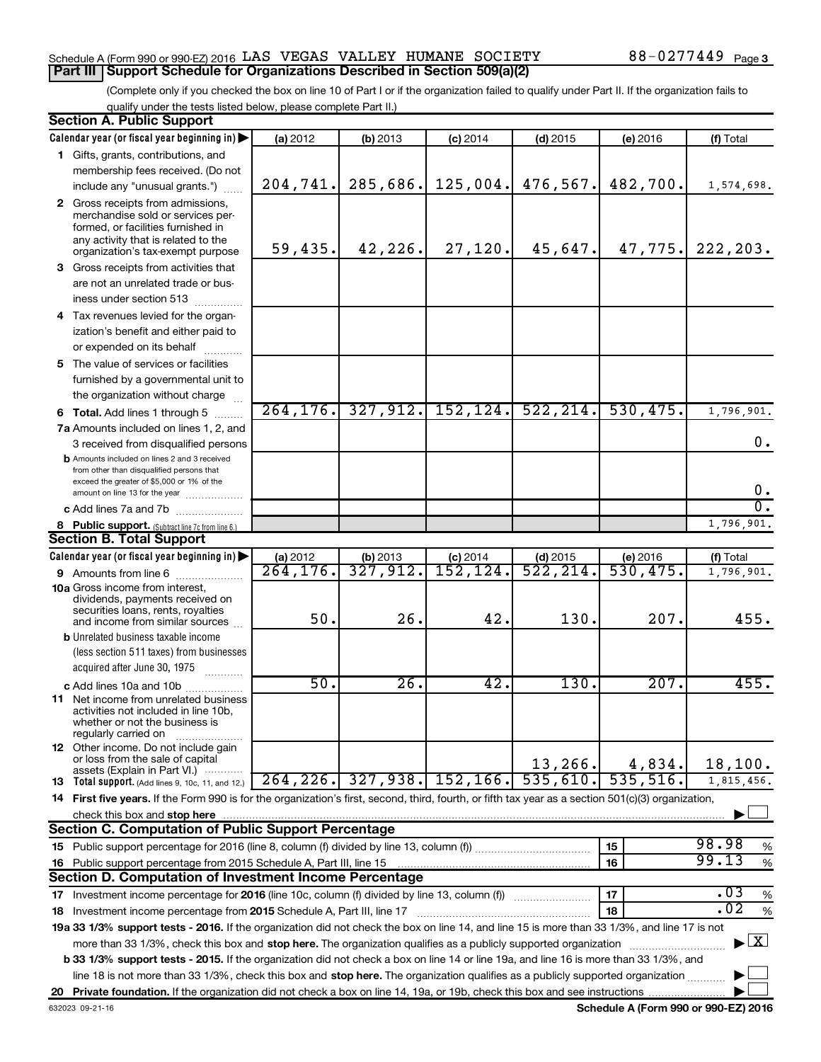Schedule A (Form 990 or 990-EZ) 2016 LAS VEGAS VALLEY HUMANE SOCIETY 88-0277449 Page 3

## Part III | Support Schedule for Organizations Described in Section 509(a)(2)

(Complete only if you checked the box on line 10 of Part I or if the organization failed to qualify under Part II. If the organization fails to qualify under the tests listed below, please complete Part II.)

### Section A. Public Support

| Calendar year (or fiscal year beginning in) ▶ | (a) 2012 | (b) 2013 | (c) 2014 | (d) 2015 | (e) 2016 | (f) Total |
|---|---|---|---|---|---|---|
| **1** Gifts, grants, contributions, and membership fees received. (Do not include any "unusual grants.") | 204,741. | 285,686. | 125,004. | 476,567. | 482,700. | 1,574,698. |
| **2** Gross receipts from admissions, merchandise sold or services performed, or facilities furnished in any activity that is related to the organization's tax-exempt purpose | 59,435. | 42,226. | 27,120. | 45,647. | 47,775. | 222,203. |
| **3** Gross receipts from activities that are not an unrelated trade or business under section 513 | | | | | | |
| **4** Tax revenues levied for the organization's benefit and either paid to or expended on its behalf | | | | | | |
| **5** The value of services or facilities furnished by a governmental unit to the organization without charge | | | | | | |
| **6 Total.** Add lines 1 through 5 | 264,176. | 327,912. | 152,124. | 522,214. | 530,475. | 1,796,901. |
| **7a** Amounts included on lines 1, 2, and 3 received from disqualified persons | | | | | | 0. |
| **b** Amounts included on lines 2 and 3 received from other than disqualified persons that exceed the greater of $5,000 or 1% of the amount on line 13 for the year | | | | | | 0. |
| **c** Add lines 7a and 7b | | | | | | 0. |
| **8 Public support.** (Subtract line 7c from line 6.) | | | | | | 1,796,901. |

### Section B. Total Support

| Calendar year (or fiscal year beginning in) ▶ | (a) 2012 | (b) 2013 | (c) 2014 | (d) 2015 | (e) 2016 | (f) Total |
|---|---|---|---|---|---|---|
| **9** Amounts from line 6 | 264,176. | 327,912. | 152,124. | 522,214. | 530,475. | 1,796,901. |
| **10a** Gross income from interest, dividends, payments received on securities loans, rents, royalties and income from similar sources | 50. | 26. | 42. | 130. | 207. | 455. |
| **b** Unrelated business taxable income (less section 511 taxes) from businesses acquired after June 30, 1975 | | | | | | |
| **c** Add lines 10a and 10b | 50. | 26. | 42. | 130. | 207. | 455. |
| **11** Net income from unrelated business activities not included in line 10b, whether or not the business is regularly carried on | | | | | | |
| **12** Other income. Do not include gain or loss from the sale of capital assets (Explain in Part VI.) | | | | 13,266. | 4,834. | 18,100. |
| **13 Total support.** (Add lines 9, 10c, 11, and 12.) | 264,226. | 327,938. | 152,166. | 535,610. | 535,516. | 1,815,456. |

**14 First five years.** If the Form 990 is for the organization's first, second, third, fourth, or fifth tax year as a section 501(c)(3) organization, check this box and **stop here** ▶ ☐

### Section C. Computation of Public Support Percentage

| | | |
|---|---|---|
| **15** Public support percentage for 2016 (line 8, column (f) divided by line 13, column (f)) | 15 | 98.98 % |
| **16** Public support percentage from 2015 Schedule A, Part III, line 15 | 16 | 99.13 % |

### Section D. Computation of Investment Income Percentage

| | | |
|---|---|---|
| **17** Investment income percentage for **2016** (line 10c, column (f) divided by line 13, column (f)) | 17 | .03 % |
| **18** Investment income percentage from **2015** Schedule A, Part III, line 17 | 18 | .02 % |

**19a 33 1/3% support tests - 2016.** If the organization did not check the box on line 14, and line 15 is more than 33 1/3%, and line 17 is not more than 33 1/3%, check this box and **stop here.** The organization qualifies as a publicly supported organization ▶ ☒

**b 33 1/3% support tests - 2015.** If the organization did not check a box on line 14 or line 19a, and line 16 is more than 33 1/3%, and line 18 is not more than 33 1/3%, check this box and **stop here.** The organization qualifies as a publicly supported organization ▶ ☐

**20 Private foundation.** If the organization did not check a box on line 14, 19a, or 19b, check this box and see instructions ▶ ☐

632023 09-21-16 **Schedule A (Form 990 or 990-EZ) 2016**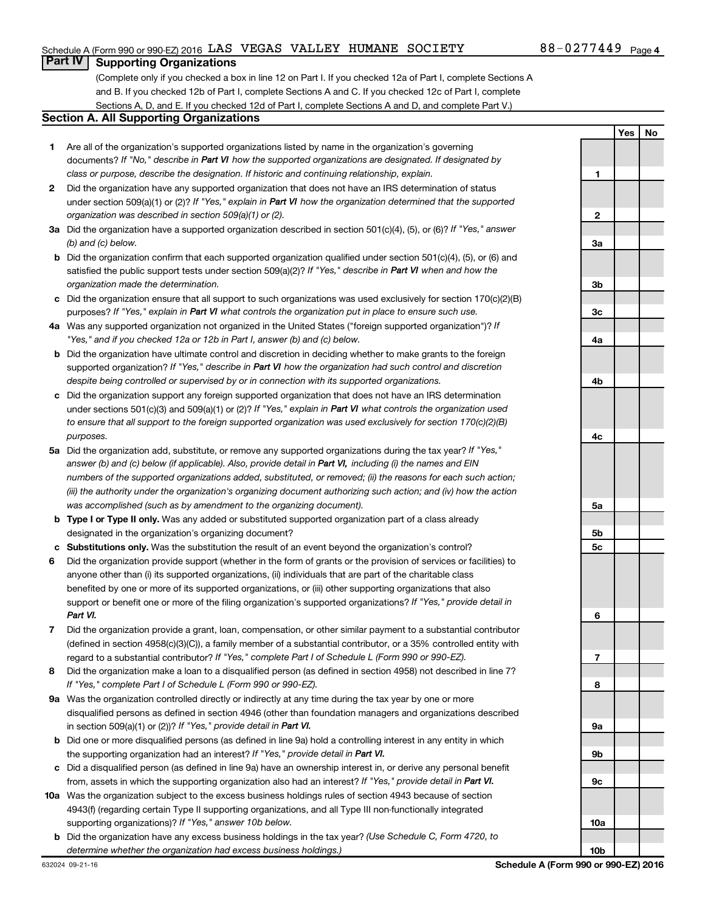Schedule A (Form 990 or 990-EZ) 2016 LAS VEGAS VALLEY HUMANE SOCIETY 88-0277449 Page 4

## Part IV Supporting Organizations

(Complete only if you checked a box in line 12 on Part I. If you checked 12a of Part I, complete Sections A and B. If you checked 12b of Part I, complete Sections A and C. If you checked 12c of Part I, complete Sections A, D, and E. If you checked 12d of Part I, complete Sections A and D, and complete Part V.)

### Section A. All Supporting Organizations

| | | Line | Yes | No |
|---|---|---|---|---|
| 1 | Are all of the organization's supported organizations listed by name in the organization's governing documents? *If "No," describe in **Part VI** how the supported organizations are designated. If designated by class or purpose, describe the designation. If historic and continuing relationship, explain.* | 1 | | |
| 2 | Did the organization have any supported organization that does not have an IRS determination of status under section 509(a)(1) or (2)? *If "Yes," explain in **Part VI** how the organization determined that the supported organization was described in section 509(a)(1) or (2).* | 2 | | |
| 3a | Did the organization have a supported organization described in section 501(c)(4), (5), or (6)? *If "Yes," answer (b) and (c) below.* | 3a | | |
| b | Did the organization confirm that each supported organization qualified under section 501(c)(4), (5), or (6) and satisfied the public support tests under section 509(a)(2)? *If "Yes," describe in **Part VI** when and how the organization made the determination.* | 3b | | |
| c | Did the organization ensure that all support to such organizations was used exclusively for section 170(c)(2)(B) purposes? *If "Yes," explain in **Part VI** what controls the organization put in place to ensure such use.* | 3c | | |
| 4a | Was any supported organization not organized in the United States ("foreign supported organization")? *If "Yes," and if you checked 12a or 12b in Part I, answer (b) and (c) below.* | 4a | | |
| b | Did the organization have ultimate control and discretion in deciding whether to make grants to the foreign supported organization? *If "Yes," describe in **Part VI** how the organization had such control and discretion despite being controlled or supervised by or in connection with its supported organizations.* | 4b | | |
| c | Did the organization support any foreign supported organization that does not have an IRS determination under sections 501(c)(3) and 509(a)(1) or (2)? *If "Yes," explain in **Part VI** what controls the organization used to ensure that all support to the foreign supported organization was used exclusively for section 170(c)(2)(B) purposes.* | 4c | | |
| 5a | Did the organization add, substitute, or remove any supported organizations during the tax year? *If "Yes," answer (b) and (c) below (if applicable). Also, provide detail in **Part VI**, including (i) the names and EIN numbers of the supported organizations added, substituted, or removed; (ii) the reasons for each such action; (iii) the authority under the organization's organizing document authorizing such action; and (iv) how the action was accomplished (such as by amendment to the organizing document).* | 5a | | |
| b | **Type I or Type II only.** Was any added or substituted supported organization part of a class already designated in the organization's organizing document? | 5b | | |
| c | **Substitutions only.** Was the substitution the result of an event beyond the organization's control? | 5c | | |
| 6 | Did the organization provide support (whether in the form of grants or the provision of services or facilities) to anyone other than (i) its supported organizations, (ii) individuals that are part of the charitable class benefited by one or more of its supported organizations, or (iii) other supporting organizations that also support or benefit one or more of the filing organization's supported organizations? *If "Yes," provide detail in **Part VI.*** | 6 | | |
| 7 | Did the organization provide a grant, loan, compensation, or other similar payment to a substantial contributor (defined in section 4958(c)(3)(C)), a family member of a substantial contributor, or a 35% controlled entity with regard to a substantial contributor? *If "Yes," complete Part I of Schedule L (Form 990 or 990-EZ).* | 7 | | |
| 8 | Did the organization make a loan to a disqualified person (as defined in section 4958) not described in line 7? *If "Yes," complete Part I of Schedule L (Form 990 or 990-EZ).* | 8 | | |
| 9a | Was the organization controlled directly or indirectly at any time during the tax year by one or more disqualified persons as defined in section 4946 (other than foundation managers and organizations described in section 509(a)(1) or (2))? *If "Yes," provide detail in **Part VI.*** | 9a | | |
| b | Did one or more disqualified persons (as defined in line 9a) hold a controlling interest in any entity in which the supporting organization had an interest? *If "Yes," provide detail in **Part VI.*** | 9b | | |
| c | Did a disqualified person (as defined in line 9a) have an ownership interest in, or derive any personal benefit from, assets in which the supporting organization also had an interest? *If "Yes," provide detail in **Part VI.*** | 9c | | |
| 10a | Was the organization subject to the excess business holdings rules of section 4943 because of section 4943(f) (regarding certain Type II supporting organizations, and all Type III non-functionally integrated supporting organizations)? *If "Yes," answer 10b below.* | 10a | | |
| b | Did the organization have any excess business holdings in the tax year? *(Use Schedule C, Form 4720, to determine whether the organization had excess business holdings.)* | 10b | | |

632024 09-21-16 **Schedule A (Form 990 or 990-EZ) 2016**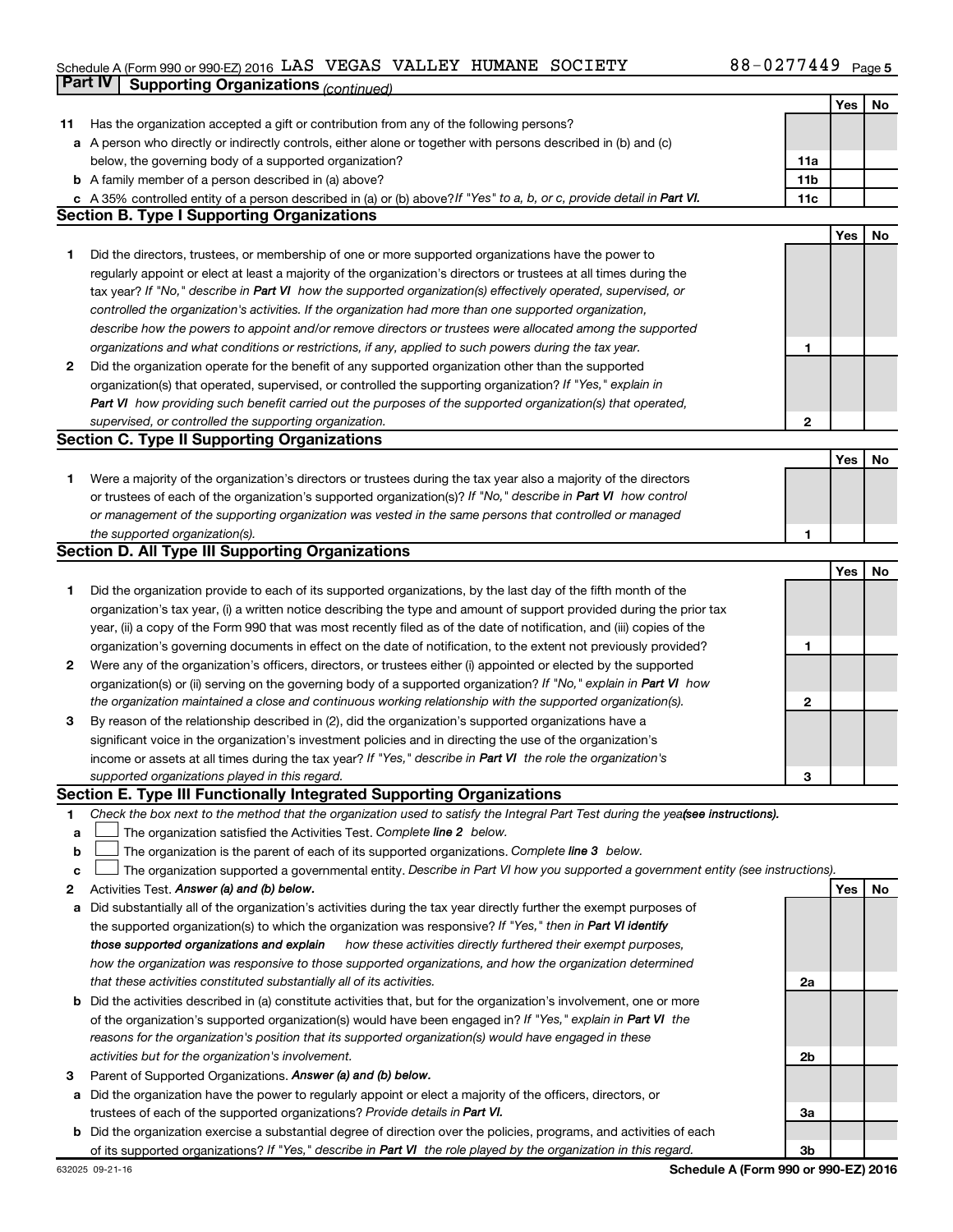Schedule A (Form 990 or 990-EZ) 2016 LAS VEGAS VALLEY HUMANE SOCIETY 88-0277449

## Part IV Supporting Organizations *(continued)*

| | | | Yes | No |
|---|---|---|---|---|
| **11** | Has the organization accepted a gift or contribution from any of the following persons? | | | |
| **a** | A person who directly or indirectly controls, either alone or together with persons described in (b) and (c) below, the governing body of a supported organization? | **11a** | | |
| **b** | A family member of a person described in (a) above? | **11b** | | |
| **c** | A 35% controlled entity of a person described in (a) or (b) above? *If "Yes" to a, b, or c, provide detail in* ***Part VI.*** | **11c** | | |

### Section B. Type I Supporting Organizations

| | | | Yes | No |
|---|---|---|---|---|
| **1** | Did the directors, trustees, or membership of one or more supported organizations have the power to regularly appoint or elect at least a majority of the organization's directors or trustees at all times during the tax year? *If "No," describe in* ***Part VI*** *how the supported organization(s) effectively operated, supervised, or controlled the organization's activities. If the organization had more than one supported organization, describe how the powers to appoint and/or remove directors or trustees were allocated among the supported organizations and what conditions or restrictions, if any, applied to such powers during the tax year.* | **1** | | |
| **2** | Did the organization operate for the benefit of any supported organization other than the supported organization(s) that operated, supervised, or controlled the supporting organization? *If "Yes," explain in* ***Part VI*** *how providing such benefit carried out the purposes of the supported organization(s) that operated, supervised, or controlled the supporting organization.* | **2** | | |

### Section C. Type II Supporting Organizations

| | | | Yes | No |
|---|---|---|---|---|
| **1** | Were a majority of the organization's directors or trustees during the tax year also a majority of the directors or trustees of each of the organization's supported organization(s)? *If "No," describe in* ***Part VI*** *how control or management of the supporting organization was vested in the same persons that controlled or managed the supported organization(s).* | **1** | | |

### Section D. All Type III Supporting Organizations

| | | | Yes | No |
|---|---|---|---|---|
| **1** | Did the organization provide to each of its supported organizations, by the last day of the fifth month of the organization's tax year, (i) a written notice describing the type and amount of support provided during the prior tax year, (ii) a copy of the Form 990 that was most recently filed as of the date of notification, and (iii) copies of the organization's governing documents in effect on the date of notification, to the extent not previously provided? | **1** | | |
| **2** | Were any of the organization's officers, directors, or trustees either (i) appointed or elected by the supported organization(s) or (ii) serving on the governing body of a supported organization? *If "No," explain in* ***Part VI*** *how the organization maintained a close and continuous working relationship with the supported organization(s).* | **2** | | |
| **3** | By reason of the relationship described in (2), did the organization's supported organizations have a significant voice in the organization's investment policies and in directing the use of the organization's income or assets at all times during the tax year? *If "Yes," describe in* ***Part VI*** *the role the organization's supported organizations played in this regard.* | **3** | | |

### Section E. Type III Functionally Integrated Supporting Organizations

**1** *Check the box next to the method that the organization used to satisfy the Integral Part Test during the year* ***(see instructions).***

- **a** ☐ The organization satisfied the Activities Test. *Complete* ***line 2*** *below.*
- **b** ☐ The organization is the parent of each of its supported organizations. *Complete* ***line 3*** *below.*
- **c** ☐ The organization supported a governmental entity. *Describe in Part VI how you supported a government entity (see instructions).*

| | | | Yes | No |
|---|---|---|---|---|
| **2** | Activities Test. ***Answer (a) and (b) below.*** | | | |
| **a** | Did substantially all of the organization's activities during the tax year directly further the exempt purposes of the supported organization(s) to which the organization was responsive? *If "Yes," then in* ***Part VI identify those supported organizations and explain*** *how these activities directly furthered their exempt purposes, how the organization was responsive to those supported organizations, and how the organization determined that these activities constituted substantially all of its activities.* | **2a** | | |
| **b** | Did the activities described in (a) constitute activities that, but for the organization's involvement, one or more of the organization's supported organization(s) would have been engaged in? *If "Yes," explain in* ***Part VI*** *the reasons for the organization's position that its supported organization(s) would have engaged in these activities but for the organization's involvement.* | **2b** | | |
| **3** | Parent of Supported Organizations. ***Answer (a) and (b) below.*** | | | |
| **a** | Did the organization have the power to regularly appoint or elect a majority of the officers, directors, or trustees of each of the supported organizations? *Provide details in* ***Part VI.*** | **3a** | | |
| **b** | Did the organization exercise a substantial degree of direction over the policies, programs, and activities of each of its supported organizations? *If "Yes," describe in* ***Part VI*** *the role played by the organization in this regard.* | **3b** | | |

632025 09-21-16 **Schedule A (Form 990 or 990-EZ) 2016**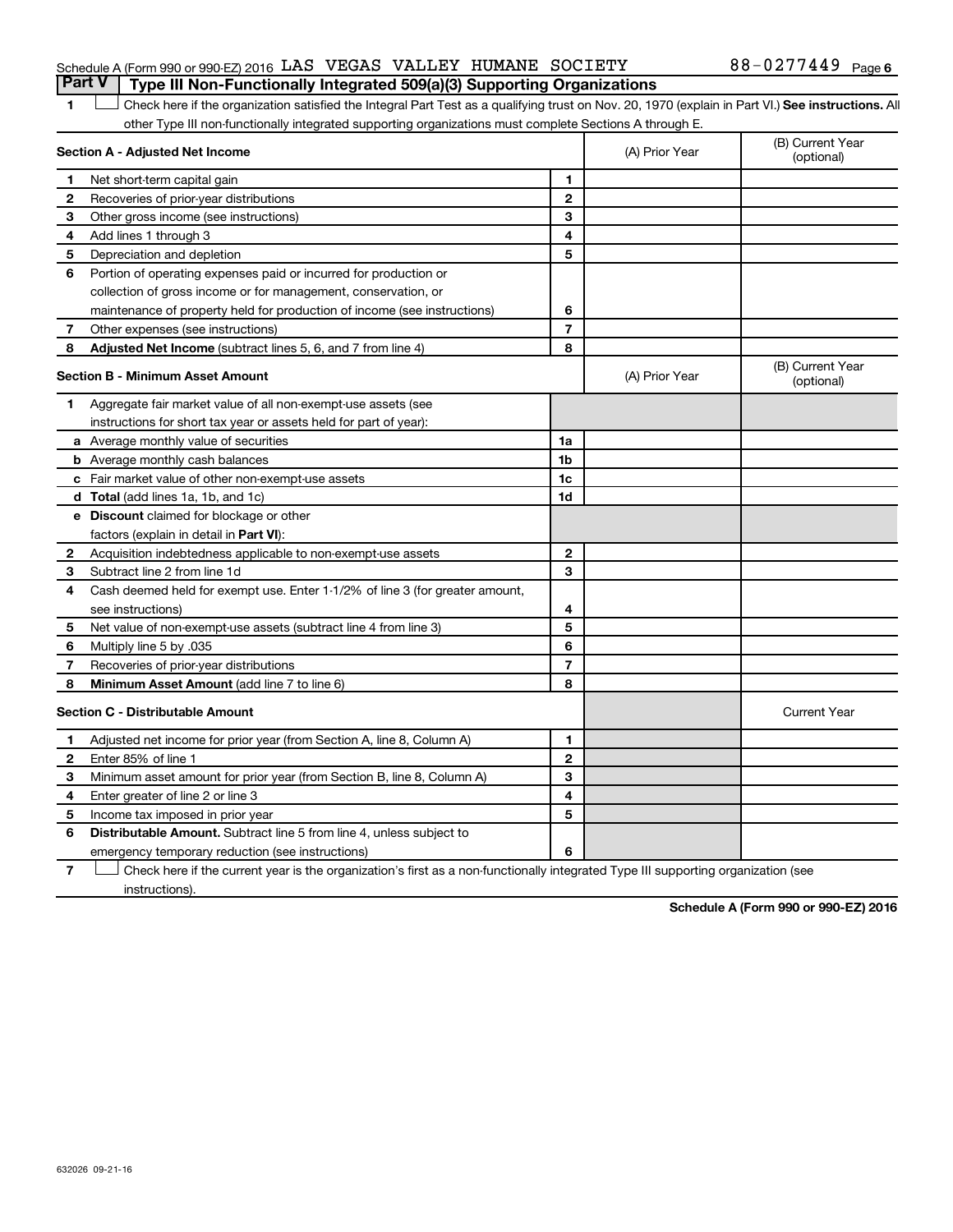Schedule A (Form 990 or 990-EZ) 2016 LAS VEGAS VALLEY HUMANE SOCIETY 88-0277449 Page 6

## Part V Type III Non-Functionally Integrated 509(a)(3) Supporting Organizations

1 ☐ Check here if the organization satisfied the Integral Part Test as a qualifying trust on Nov. 20, 1970 (explain in Part VI.) **See instructions.** All other Type III non-functionally integrated supporting organizations must complete Sections A through E.

| Section A - Adjusted Net Income | | | (A) Prior Year | (B) Current Year (optional) |
|---|---|---|---|---|
| 1 | Net short-term capital gain | 1 | | |
| 2 | Recoveries of prior-year distributions | 2 | | |
| 3 | Other gross income (see instructions) | 3 | | |
| 4 | Add lines 1 through 3 | 4 | | |
| 5 | Depreciation and depletion | 5 | | |
| 6 | Portion of operating expenses paid or incurred for production or collection of gross income or for management, conservation, or maintenance of property held for production of income (see instructions) | 6 | | |
| 7 | Other expenses (see instructions) | 7 | | |
| 8 | **Adjusted Net Income** (subtract lines 5, 6, and 7 from line 4) | 8 | | |

| Section B - Minimum Asset Amount | | | (A) Prior Year | (B) Current Year (optional) |
|---|---|---|---|---|
| 1 | Aggregate fair market value of all non-exempt-use assets (see instructions for short tax year or assets held for part of year): | | | |
| a | Average monthly value of securities | 1a | | |
| b | Average monthly cash balances | 1b | | |
| c | Fair market value of other non-exempt-use assets | 1c | | |
| d | **Total** (add lines 1a, 1b, and 1c) | 1d | | |
| e | **Discount** claimed for blockage or other factors (explain in detail in **Part VI**): | | | |
| 2 | Acquisition indebtedness applicable to non-exempt-use assets | 2 | | |
| 3 | Subtract line 2 from line 1d | 3 | | |
| 4 | Cash deemed held for exempt use. Enter 1-1/2% of line 3 (for greater amount, see instructions) | 4 | | |
| 5 | Net value of non-exempt-use assets (subtract line 4 from line 3) | 5 | | |
| 6 | Multiply line 5 by .035 | 6 | | |
| 7 | Recoveries of prior-year distributions | 7 | | |
| 8 | **Minimum Asset Amount** (add line 7 to line 6) | 8 | | |

| Section C - Distributable Amount | | | | Current Year |
|---|---|---|---|---|
| 1 | Adjusted net income for prior year (from Section A, line 8, Column A) | 1 | | |
| 2 | Enter 85% of line 1 | 2 | | |
| 3 | Minimum asset amount for prior year (from Section B, line 8, Column A) | 3 | | |
| 4 | Enter greater of line 2 or line 3 | 4 | | |
| 5 | Income tax imposed in prior year | 5 | | |
| 6 | **Distributable Amount.** Subtract line 5 from line 4, unless subject to emergency temporary reduction (see instructions) | 6 | | |

7 ☐ Check here if the current year is the organization's first as a non-functionally integrated Type III supporting organization (see instructions).

**Schedule A (Form 990 or 990-EZ) 2016**

632026 09-21-16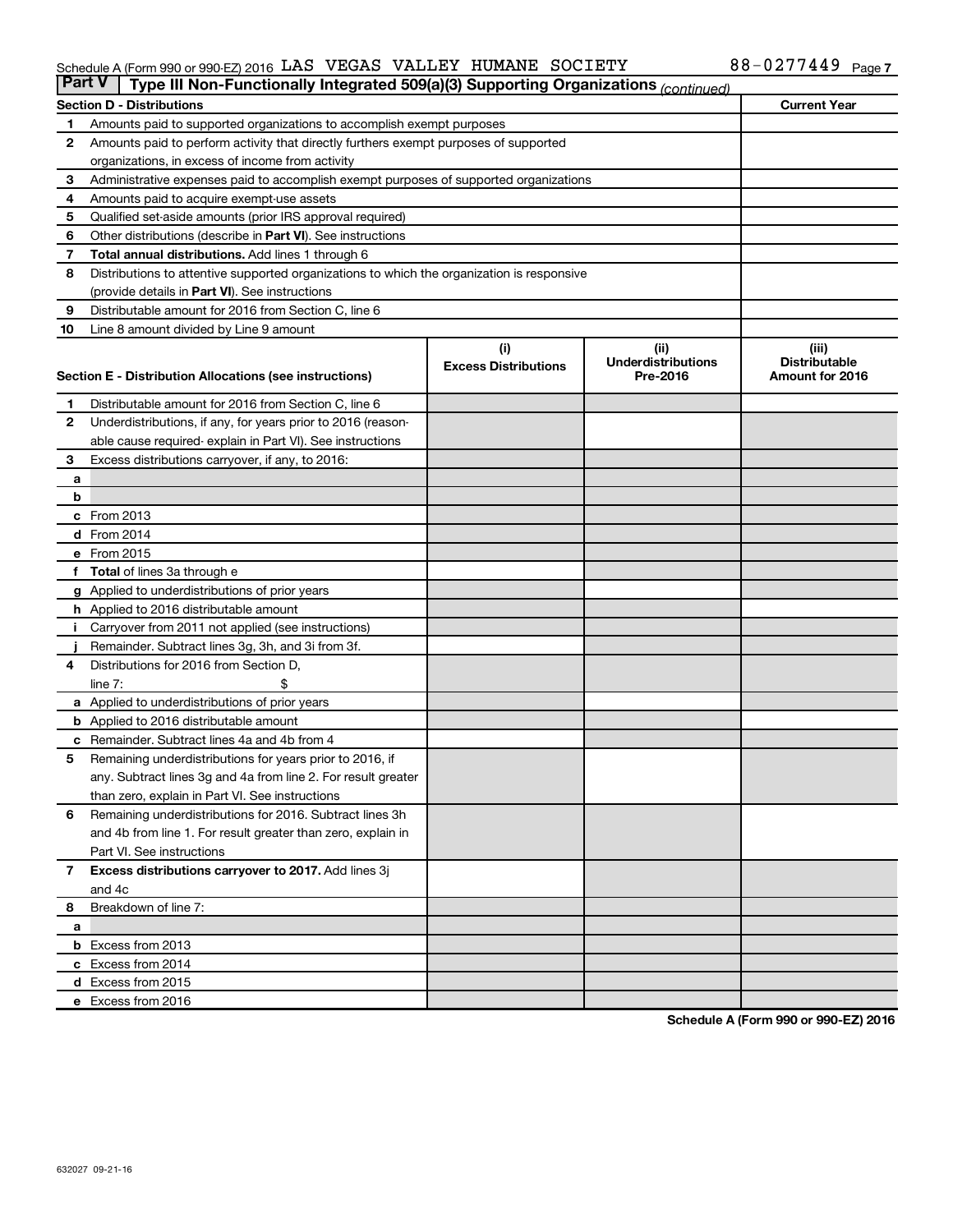Schedule A (Form 990 or 990-EZ) 2016 LAS VEGAS VALLEY HUMANE SOCIETY 88-0277449 Page 7

## Part V Type III Non-Functionally Integrated 509(a)(3) Supporting Organizations *(continued)*

| Section D - Distributions | | Current Year |
|---|---|---|
| 1 | Amounts paid to supported organizations to accomplish exempt purposes | |
| 2 | Amounts paid to perform activity that directly furthers exempt purposes of supported organizations, in excess of income from activity | |
| 3 | Administrative expenses paid to accomplish exempt purposes of supported organizations | |
| 4 | Amounts paid to acquire exempt-use assets | |
| 5 | Qualified set-aside amounts (prior IRS approval required) | |
| 6 | Other distributions (describe in **Part VI**). See instructions | |
| 7 | **Total annual distributions.** Add lines 1 through 6 | |
| 8 | Distributions to attentive supported organizations to which the organization is responsive (provide details in **Part VI**). See instructions | |
| 9 | Distributable amount for 2016 from Section C, line 6 | |
| 10 | Line 8 amount divided by Line 9 amount | |

| Section E - Distribution Allocations (see instructions) | | (i) Excess Distributions | (ii) Underdistributions Pre-2016 | (iii) Distributable Amount for 2016 |
|---|---|---|---|---|
| 1 | Distributable amount for 2016 from Section C, line 6 | | | |
| 2 | Underdistributions, if any, for years prior to 2016 (reasonable cause required- explain in Part VI). See instructions | | | |
| 3 | Excess distributions carryover, if any, to 2016: | | | |
| a | | | | |
| b | | | | |
| c | From 2013 | | | |
| d | From 2014 | | | |
| e | From 2015 | | | |
| f | **Total** of lines 3a through e | | | |
| g | Applied to underdistributions of prior years | | | |
| h | Applied to 2016 distributable amount | | | |
| i | Carryover from 2011 not applied (see instructions) | | | |
| j | Remainder. Subtract lines 3g, 3h, and 3i from 3f. | | | |
| 4 | Distributions for 2016 from Section D, line 7: $ | | | |
| a | Applied to underdistributions of prior years | | | |
| b | Applied to 2016 distributable amount | | | |
| c | Remainder. Subtract lines 4a and 4b from 4 | | | |
| 5 | Remaining underdistributions for years prior to 2016, if any. Subtract lines 3g and 4a from line 2. For result greater than zero, explain in Part VI. See instructions | | | |
| 6 | Remaining underdistributions for 2016. Subtract lines 3h and 4b from line 1. For result greater than zero, explain in Part VI. See instructions | | | |
| 7 | **Excess distributions carryover to 2017.** Add lines 3j and 4c | | | |
| 8 | Breakdown of line 7: | | | |
| a | | | | |
| b | Excess from 2013 | | | |
| c | Excess from 2014 | | | |
| d | Excess from 2015 | | | |
| e | Excess from 2016 | | | |

Schedule A (Form 990 or 990-EZ) 2016

632027 09-21-16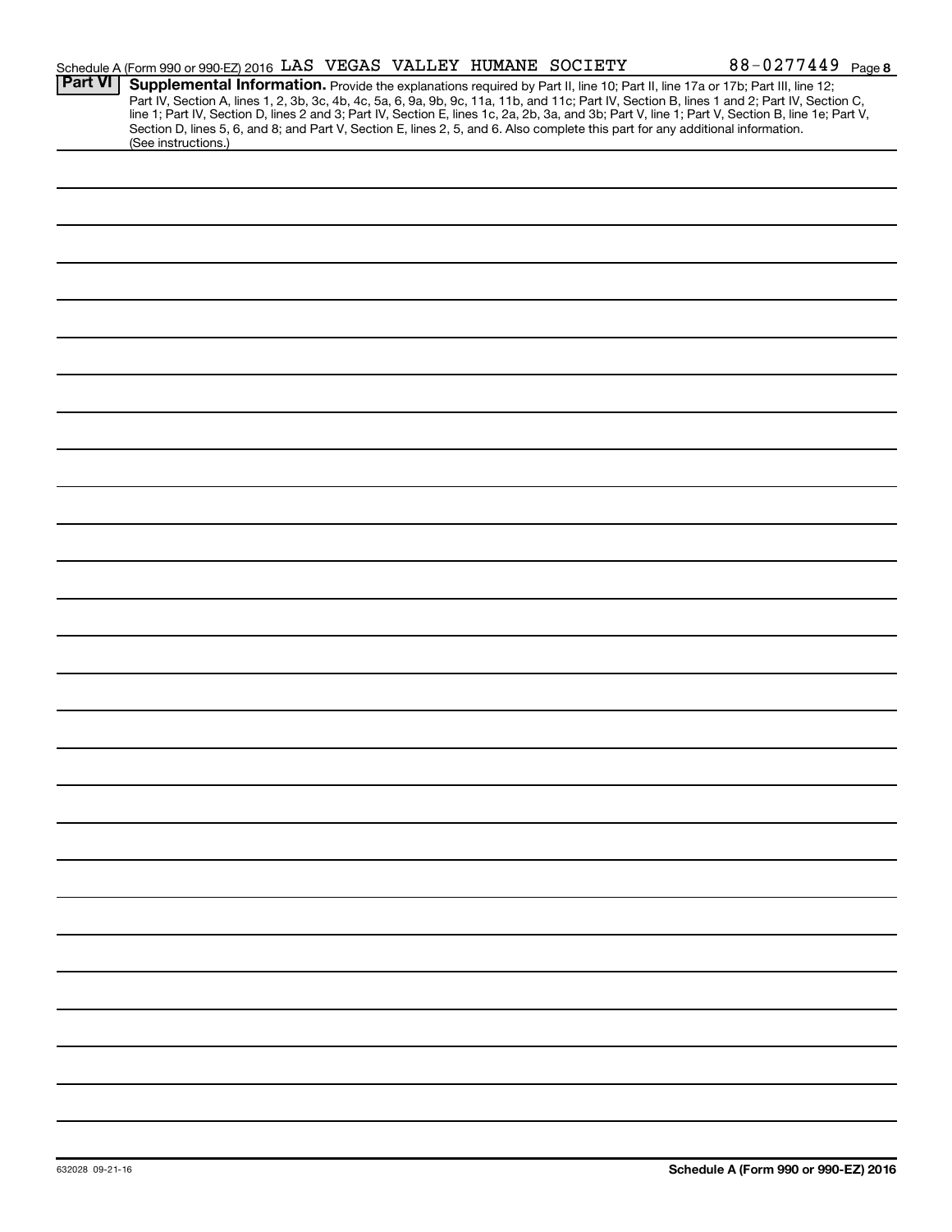Schedule A (Form 990 or 990-EZ) 2016 LAS VEGAS VALLEY HUMANE SOCIETY 88-0277449 Page 8

**Part VI** **Supplemental Information.** Provide the explanations required by Part II, line 10; Part II, line 17a or 17b; Part III, line 12; Part IV, Section A, lines 1, 2, 3b, 3c, 4b, 4c, 5a, 6, 9a, 9b, 9c, 11a, 11b, and 11c; Part IV, Section B, lines 1 and 2; Part IV, Section C, line 1; Part IV, Section D, lines 2 and 3; Part IV, Section E, lines 1c, 2a, 2b, 3a, and 3b; Part V, line 1; Part V, Section B, line 1e; Part V, Section D, lines 5, 6, and 8; and Part V, Section E, lines 2, 5, and 6. Also complete this part for any additional information. (See instructions.)

632028 09-21-16

**Schedule A (Form 990 or 990-EZ) 2016**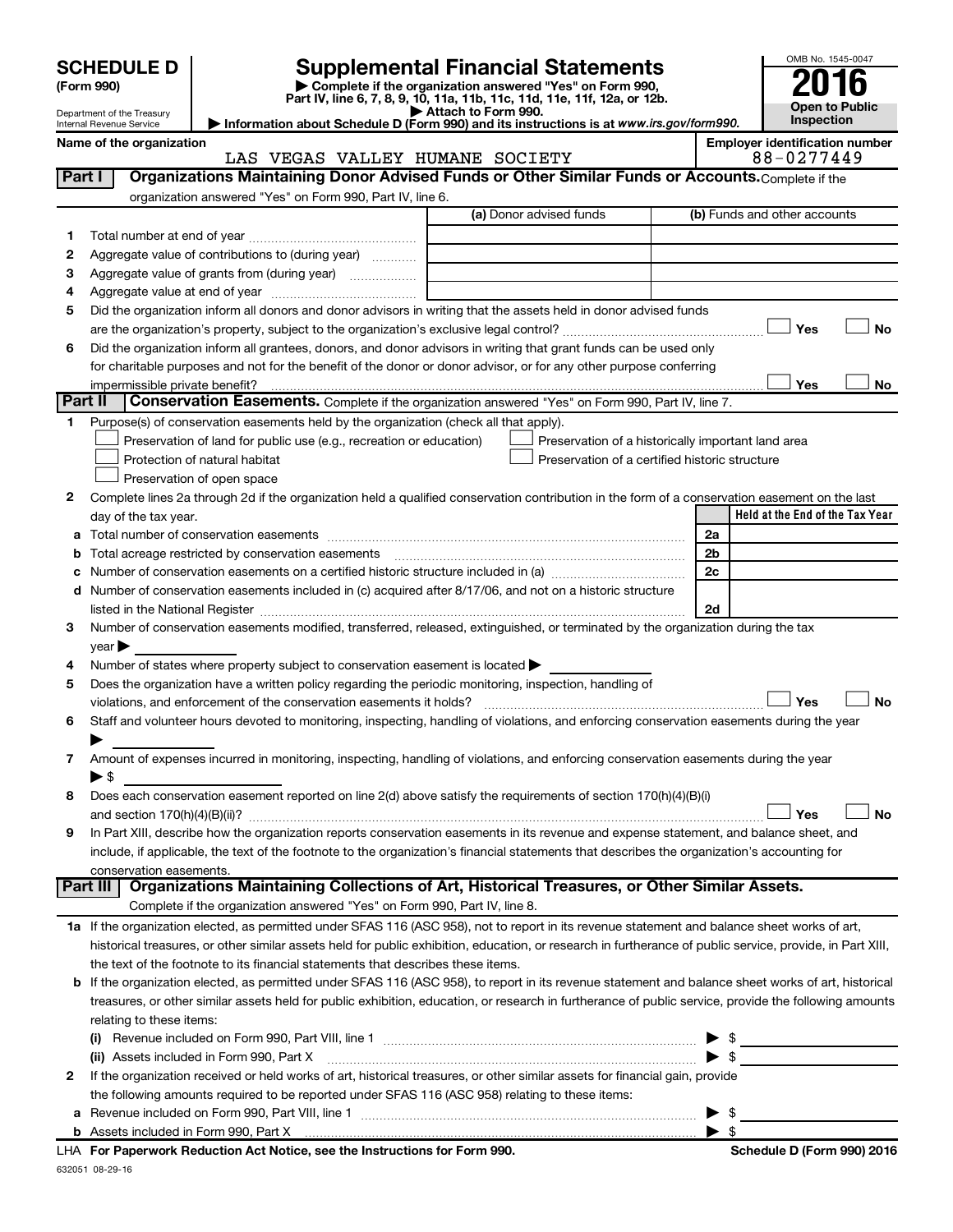# SCHEDULE D (Form 990)

Department of the Treasury
Internal Revenue Service

## Supplemental Financial Statements

▶ Complete if the organization answered "Yes" on Form 990, Part IV, line 6, 7, 8, 9, 10, 11a, 11b, 11c, 11d, 11e, 11f, 12a, or 12b.
▶ Attach to Form 990.
▶ Information about Schedule D (Form 990) and its instructions is at www.irs.gov/form990.

OMB No. 1545-0047

**2016**

**Open to Public Inspection**

**Name of the organization:** LAS VEGAS VALLEY HUMANE SOCIETY

**Employer identification number:** 88-0277449

### Part I Organizations Maintaining Donor Advised Funds or Other Similar Funds or Accounts. Complete if the organization answered "Yes" on Form 990, Part IV, line 6.

| | | (a) Donor advised funds | (b) Funds and other accounts |
|---|---|---|---|
| 1 | Total number at end of year | | |
| 2 | Aggregate value of contributions to (during year) | | |
| 3 | Aggregate value of grants from (during year) | | |
| 4 | Aggregate value at end of year | | |

5 Did the organization inform all donors and donor advisors in writing that the assets held in donor advised funds are the organization's property, subject to the organization's exclusive legal control? ☐ Yes ☐ No

6 Did the organization inform all grantees, donors, and donor advisors in writing that grant funds can be used only for charitable purposes and not for the benefit of the donor or donor advisor, or for any other purpose conferring impermissible private benefit? ☐ Yes ☐ No

### Part II Conservation Easements. Complete if the organization answered "Yes" on Form 990, Part IV, line 7.

1 Purpose(s) of conservation easements held by the organization (check all that apply).

- ☐ Preservation of land for public use (e.g., recreation or education)
- ☐ Protection of natural habitat
- ☐ Preservation of open space
- ☐ Preservation of a historically important land area
- ☐ Preservation of a certified historic structure

2 Complete lines 2a through 2d if the organization held a qualified conservation contribution in the form of a conservation easement on the last day of the tax year.

| | | | Held at the End of the Tax Year |
|---|---|---|---|
| a | Total number of conservation easements | 2a | |
| b | Total acreage restricted by conservation easements | 2b | |
| c | Number of conservation easements on a certified historic structure included in (a) | 2c | |
| d | Number of conservation easements included in (c) acquired after 8/17/06, and not on a historic structure listed in the National Register | 2d | |

3 Number of conservation easements modified, transferred, released, extinguished, or terminated by the organization during the tax year ▶

4 Number of states where property subject to conservation easement is located ▶

5 Does the organization have a written policy regarding the periodic monitoring, inspection, handling of violations, and enforcement of the conservation easements it holds? ☐ Yes ☐ No

6 Staff and volunteer hours devoted to monitoring, inspecting, handling of violations, and enforcing conservation easements during the year ▶

7 Amount of expenses incurred in monitoring, inspecting, handling of violations, and enforcing conservation easements during the year ▶ $

8 Does each conservation easement reported on line 2(d) above satisfy the requirements of section 170(h)(4)(B)(i) and section 170(h)(4)(B)(ii)? ☐ Yes ☐ No

9 In Part XIII, describe how the organization reports conservation easements in its revenue and expense statement, and balance sheet, and include, if applicable, the text of the footnote to the organization's financial statements that describes the organization's accounting for conservation easements.

### Part III Organizations Maintaining Collections of Art, Historical Treasures, or Other Similar Assets. Complete if the organization answered "Yes" on Form 990, Part IV, line 8.

1a If the organization elected, as permitted under SFAS 116 (ASC 958), not to report in its revenue statement and balance sheet works of art, historical treasures, or other similar assets held for public exhibition, education, or research in furtherance of public service, provide, in Part XIII, the text of the footnote to its financial statements that describes these items.

b If the organization elected, as permitted under SFAS 116 (ASC 958), to report in its revenue statement and balance sheet works of art, historical treasures, or other similar assets held for public exhibition, education, or research in furtherance of public service, provide the following amounts relating to these items:

(i) Revenue included on Form 990, Part VIII, line 1 ▶ $

(ii) Assets included in Form 990, Part X ▶ $

2 If the organization received or held works of art, historical treasures, or other similar assets for financial gain, provide the following amounts required to be reported under SFAS 116 (ASC 958) relating to these items:

a Revenue included on Form 990, Part VIII, line 1 ▶ $

b Assets included in Form 990, Part X ▶ $

LHA For Paperwork Reduction Act Notice, see the Instructions for Form 990.

Schedule D (Form 990) 2016

632051 08-29-16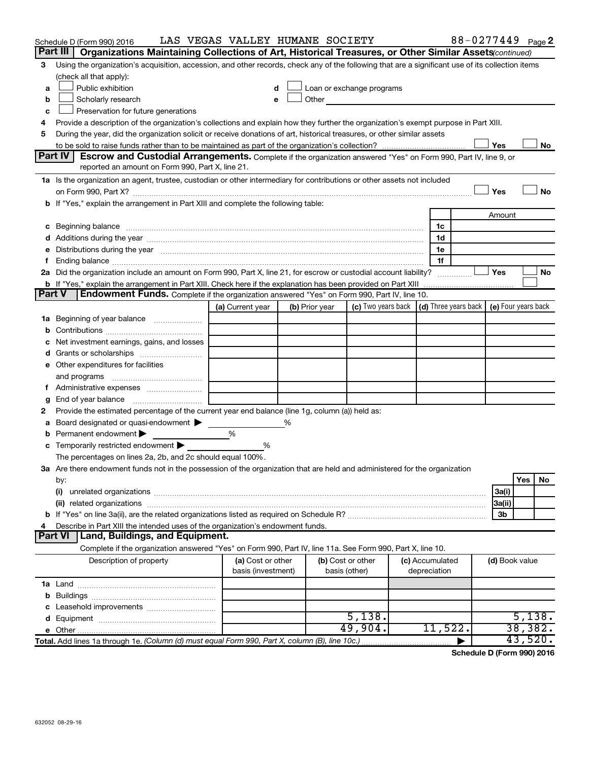Schedule D (Form 990) 2016 LAS VEGAS VALLEY HUMANE SOCIETY 88-0277449 Page 2

## Part III Organizations Maintaining Collections of Art, Historical Treasures, or Other Similar Assets *(continued)*

**3** Using the organization's acquisition, accession, and other records, check any of the following that are a significant use of its collection items (check all that apply):

- **a** ☐ Public exhibition
- **b** ☐ Scholarly research
- **c** ☐ Preservation for future generations
- **d** ☐ Loan or exchange programs
- **e** ☐ Other

**4** Provide a description of the organization's collections and explain how they further the organization's exempt purpose in Part XIII.

**5** During the year, did the organization solicit or receive donations of art, historical treasures, or other similar assets to be sold to raise funds rather than to be maintained as part of the organization's collection? ☐ Yes ☐ No

## Part IV Escrow and Custodial Arrangements.

Complete if the organization answered "Yes" on Form 990, Part IV, line 9, or reported an amount on Form 990, Part X, line 21.

**1a** Is the organization an agent, trustee, custodian or other intermediary for contributions or other assets not included on Form 990, Part X? ☐ Yes ☐ No

**b** If "Yes," explain the arrangement in Part XIII and complete the following table:

| | | Amount |
|---|---|---|
| **c** Beginning balance | 1c | |
| **d** Additions during the year | 1d | |
| **e** Distributions during the year | 1e | |
| **f** Ending balance | 1f | |

**2a** Did the organization include an amount on Form 990, Part X, line 21, for escrow or custodial account liability? ☐ Yes ☐ No

**b** If "Yes," explain the arrangement in Part XIII. Check here if the explanation has been provided on Part XIII ☐

## Part V Endowment Funds.

Complete if the organization answered "Yes" on Form 990, Part IV, line 10.

| | (a) Current year | (b) Prior year | (c) Two years back | (d) Three years back | (e) Four years back |
|---|---|---|---|---|---|
| **1a** Beginning of year balance | | | | | |
| **b** Contributions | | | | | |
| **c** Net investment earnings, gains, and losses | | | | | |
| **d** Grants or scholarships | | | | | |
| **e** Other expenditures for facilities and programs | | | | | |
| **f** Administrative expenses | | | | | |
| **g** End of year balance | | | | | |

**2** Provide the estimated percentage of the current year end balance (line 1g, column (a)) held as:

- **a** Board designated or quasi-endowment ▶ %
- **b** Permanent endowment ▶ %
- **c** Temporarily restricted endowment ▶ %

The percentages on lines 2a, 2b, and 2c should equal 100%.

**3a** Are there endowment funds not in the possession of the organization that are held and administered for the organization by:

| | | Yes | No |
|---|---|---|---|
| (i) unrelated organizations | 3a(i) | | |
| (ii) related organizations | 3a(ii) | | |
| **b** If "Yes" on line 3a(ii), are the related organizations listed as required on Schedule R? | 3b | | |

**4** Describe in Part XIII the intended uses of the organization's endowment funds.

## Part VI Land, Buildings, and Equipment.

Complete if the organization answered "Yes" on Form 990, Part IV, line 11a. See Form 990, Part X, line 10.

| Description of property | (a) Cost or other basis (investment) | (b) Cost or other basis (other) | (c) Accumulated depreciation | (d) Book value |
|---|---|---|---|---|
| **1a** Land | | | | |
| **b** Buildings | | | | |
| **c** Leasehold improvements | | | | |
| **d** Equipment | | 5,138. | | 5,138. |
| **e** Other | | 49,904. | 11,522. | 38,382. |
| **Total.** Add lines 1a through 1e. *(Column (d) must equal Form 990, Part X, column (B), line 10c.)* | | | ▶ | 43,520. |

**Schedule D (Form 990) 2016**

632052 08-29-16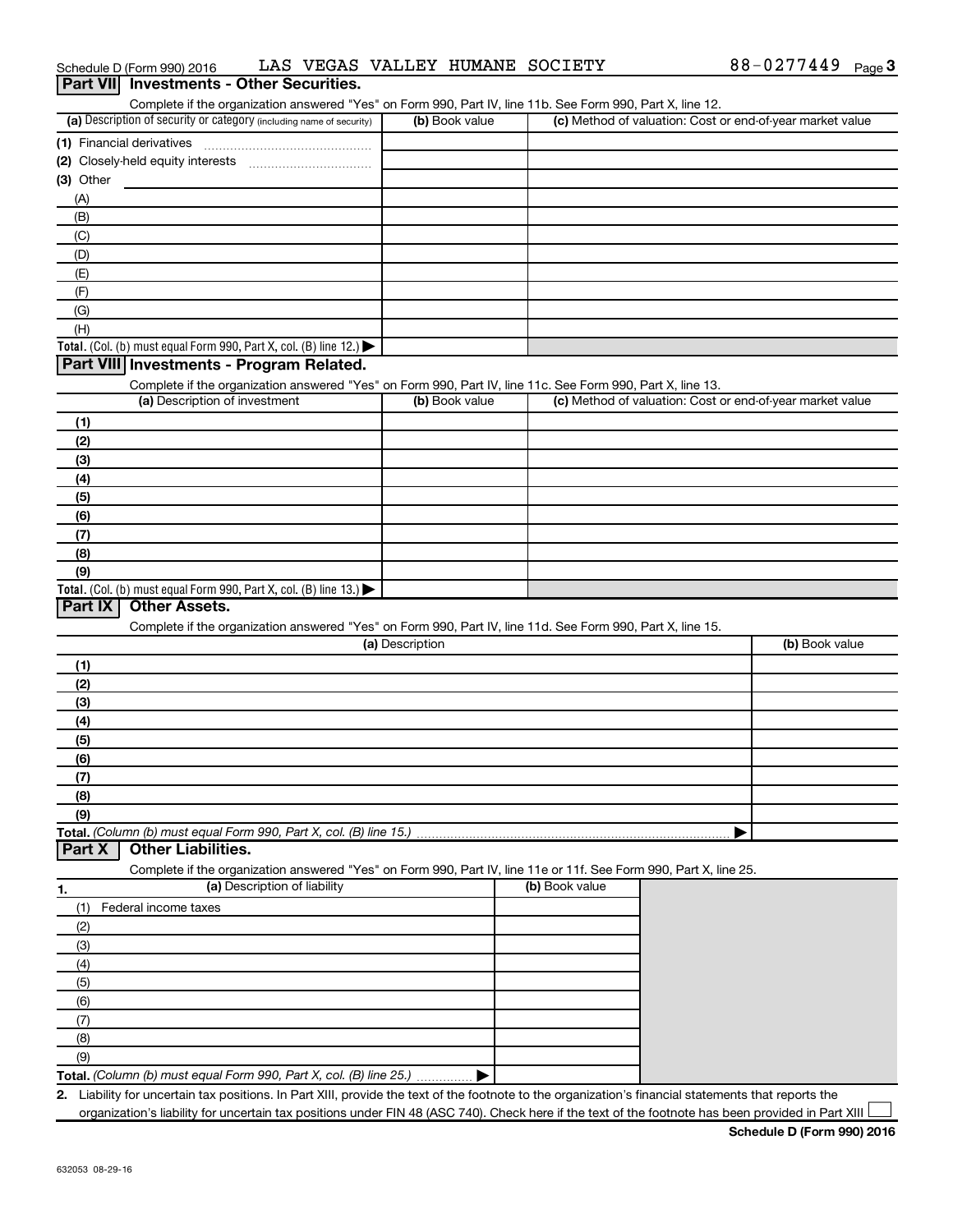Schedule D (Form 990) 2016 LAS VEGAS VALLEY HUMANE SOCIETY 88-0277449 Page 3

## Part VII Investments - Other Securities.

Complete if the organization answered "Yes" on Form 990, Part IV, line 11b. See Form 990, Part X, line 12.

| (a) Description of security or category (including name of security) | (b) Book value | (c) Method of valuation: Cost or end-of-year market value |
|---|---|---|
| (1) Financial derivatives | | |
| (2) Closely-held equity interests | | |
| (3) Other | | |
| (A) | | |
| (B) | | |
| (C) | | |
| (D) | | |
| (E) | | |
| (F) | | |
| (G) | | |
| (H) | | |
| Total. (Col. (b) must equal Form 990, Part X, col. (B) line 12.) | | |

## Part VIII Investments - Program Related.

Complete if the organization answered "Yes" on Form 990, Part IV, line 11c. See Form 990, Part X, line 13.

| (a) Description of investment | (b) Book value | (c) Method of valuation: Cost or end-of-year market value |
|---|---|---|
| (1) | | |
| (2) | | |
| (3) | | |
| (4) | | |
| (5) | | |
| (6) | | |
| (7) | | |
| (8) | | |
| (9) | | |
| Total. (Col. (b) must equal Form 990, Part X, col. (B) line 13.) | | |

## Part IX Other Assets.

Complete if the organization answered "Yes" on Form 990, Part IV, line 11d. See Form 990, Part X, line 15.

| (a) Description | (b) Book value |
|---|---|
| (1) | |
| (2) | |
| (3) | |
| (4) | |
| (5) | |
| (6) | |
| (7) | |
| (8) | |
| (9) | |
| Total. (Column (b) must equal Form 990, Part X, col. (B) line 15.) | |

## Part X Other Liabilities.

Complete if the organization answered "Yes" on Form 990, Part IV, line 11e or 11f. See Form 990, Part X, line 25.

| 1. (a) Description of liability | (b) Book value |
|---|---|
| (1) Federal income taxes | |
| (2) | |
| (3) | |
| (4) | |
| (5) | |
| (6) | |
| (7) | |
| (8) | |
| (9) | |
| Total. (Column (b) must equal Form 990, Part X, col. (B) line 25.) | |

2. Liability for uncertain tax positions. In Part XIII, provide the text of the footnote to the organization's financial statements that reports the organization's liability for uncertain tax positions under FIN 48 (ASC 740). Check here if the text of the footnote has been provided in Part XIII ☐

Schedule D (Form 990) 2016

632053 08-29-16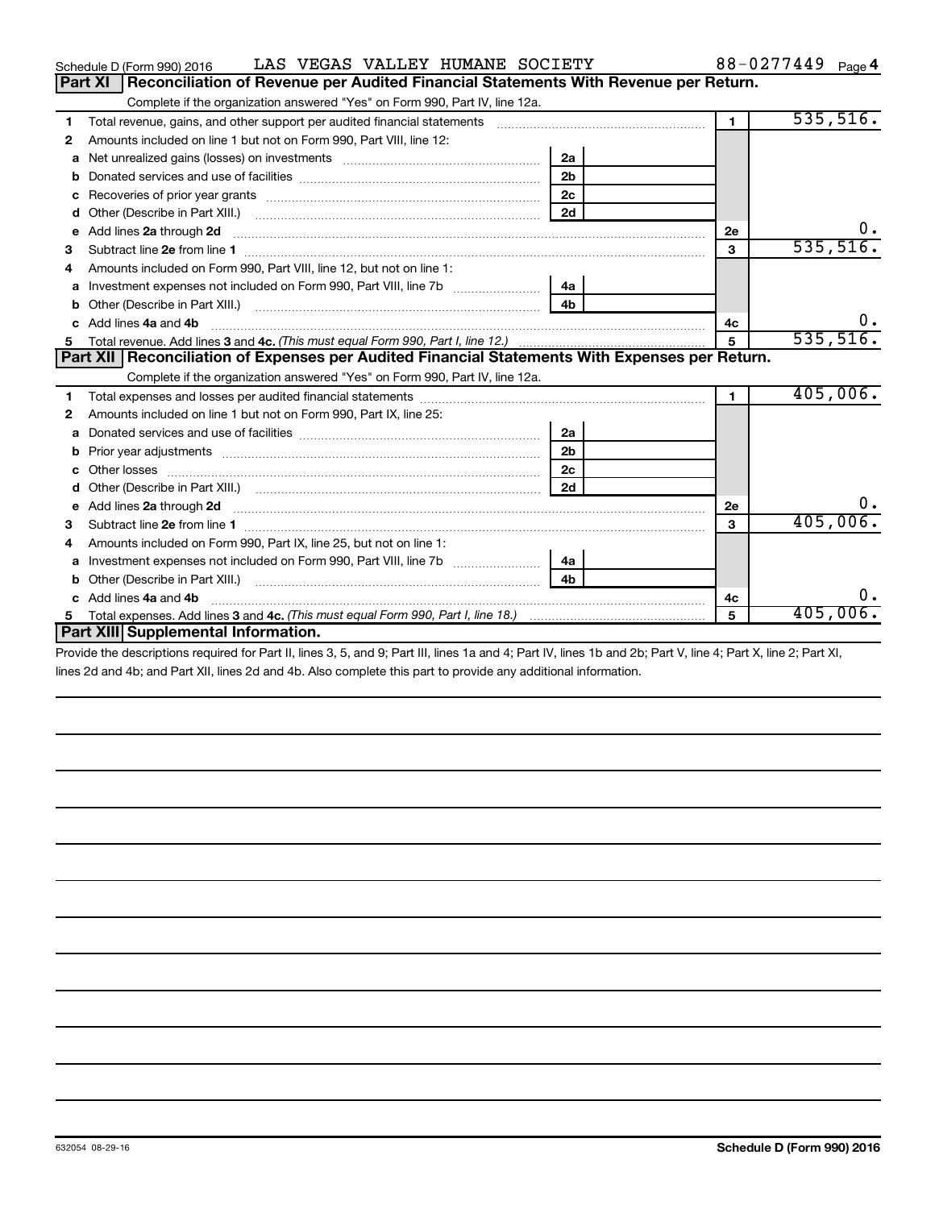Schedule D (Form 990) 2016 LAS VEGAS VALLEY HUMANE SOCIETY 88-0277449 Page 4

## Part XI Reconciliation of Revenue per Audited Financial Statements With Revenue per Return.

Complete if the organization answered "Yes" on Form 990, Part IV, line 12a.

| | | | | | |
|---|---|---|---|---|---|
| 1 | Total revenue, gains, and other support per audited financial statements | | | 1 | 535,516. |
| 2 | Amounts included on line 1 but not on Form 990, Part VIII, line 12: | | | | |
| a | Net unrealized gains (losses) on investments | 2a | | | |
| b | Donated services and use of facilities | 2b | | | |
| c | Recoveries of prior year grants | 2c | | | |
| d | Other (Describe in Part XIII.) | 2d | | | |
| e | Add lines **2a** through **2d** | | | 2e | 0. |
| 3 | Subtract line **2e** from line **1** | | | 3 | 535,516. |
| 4 | Amounts included on Form 990, Part VIII, line 12, but not on line 1: | | | | |
| a | Investment expenses not included on Form 990, Part VIII, line 7b | 4a | | | |
| b | Other (Describe in Part XIII.) | 4b | | | |
| c | Add lines **4a** and **4b** | | | 4c | 0. |
| 5 | Total revenue. Add lines **3** and **4c.** *(This must equal Form 990, Part I, line 12.)* | | | 5 | 535,516. |

## Part XII Reconciliation of Expenses per Audited Financial Statements With Expenses per Return.

Complete if the organization answered "Yes" on Form 990, Part IV, line 12a.

| | | | | | |
|---|---|---|---|---|---|
| 1 | Total expenses and losses per audited financial statements | | | 1 | 405,006. |
| 2 | Amounts included on line 1 but not on Form 990, Part IX, line 25: | | | | |
| a | Donated services and use of facilities | 2a | | | |
| b | Prior year adjustments | 2b | | | |
| c | Other losses | 2c | | | |
| d | Other (Describe in Part XIII.) | 2d | | | |
| e | Add lines **2a** through **2d** | | | 2e | 0. |
| 3 | Subtract line **2e** from line **1** | | | 3 | 405,006. |
| 4 | Amounts included on Form 990, Part IX, line 25, but not on line 1: | | | | |
| a | Investment expenses not included on Form 990, Part VIII, line 7b | 4a | | | |
| b | Other (Describe in Part XIII.) | 4b | | | |
| c | Add lines **4a** and **4b** | | | 4c | 0. |
| 5 | Total expenses. Add lines **3** and **4c.** *(This must equal Form 990, Part I, line 18.)* | | | 5 | 405,006. |

## Part XIII Supplemental Information.

Provide the descriptions required for Part II, lines 3, 5, and 9; Part III, lines 1a and 4; Part IV, lines 1b and 2b; Part V, line 4; Part X, line 2; Part XI, lines 2d and 4b; and Part XII, lines 2d and 4b. Also complete this part to provide any additional information.

632054 08-29-16 **Schedule D (Form 990) 2016**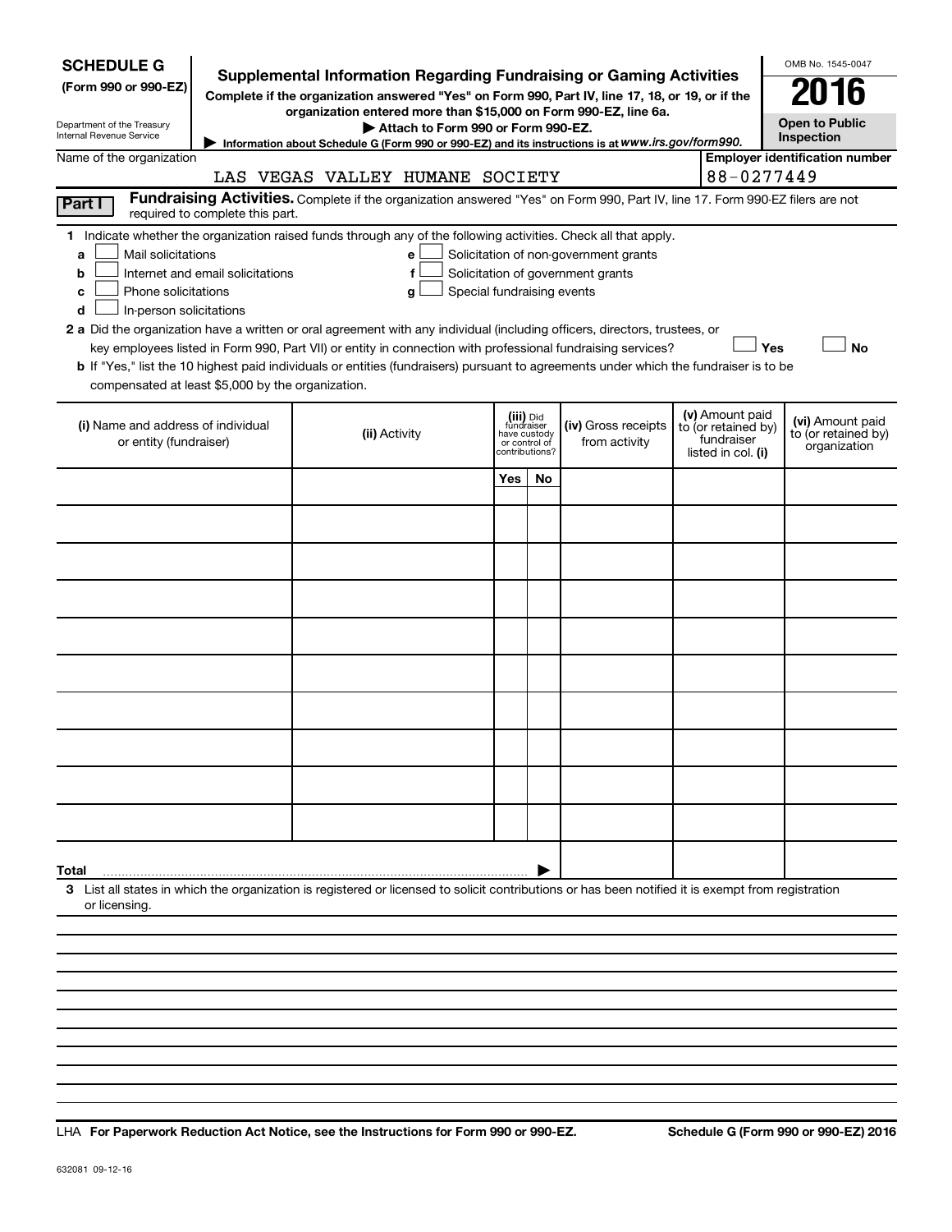**SCHEDULE G**
**(Form 990 or 990-EZ)**

Department of the Treasury
Internal Revenue Service

# Supplemental Information Regarding Fundraising or Gaming Activities

**Complete if the organization answered "Yes" on Form 990, Part IV, line 17, 18, or 19, or if the organization entered more than $15,000 on Form 990-EZ, line 6a.**

▶ **Attach to Form 990 or Form 990-EZ.**

▶ Information about Schedule G (Form 990 or 990-EZ) and its instructions is at *www.irs.gov/form990.*

OMB No. 1545-0047

**2016**

**Open to Public Inspection**

Name of the organization: LAS VEGAS VALLEY HUMANE SOCIETY

**Employer identification number:** 88-0277449

**Part I** **Fundraising Activities.** Complete if the organization answered "Yes" on Form 990, Part IV, line 17. Form 990-EZ filers are not required to complete this part.

**1** Indicate whether the organization raised funds through any of the following activities. Check all that apply.

- **a** ☐ Mail solicitations
- **b** ☐ Internet and email solicitations
- **c** ☐ Phone solicitations
- **d** ☐ In-person solicitations
- **e** ☐ Solicitation of non-government grants
- **f** ☐ Solicitation of government grants
- **g** ☐ Special fundraising events

**2 a** Did the organization have a written or oral agreement with any individual (including officers, directors, trustees, or key employees listed in Form 990, Part VII) or entity in connection with professional fundraising services? ☐ **Yes** ☐ **No**

**b** If "Yes," list the 10 highest paid individuals or entities (fundraisers) pursuant to agreements under which the fundraiser is to be compensated at least $5,000 by the organization.

| (i) Name and address of individual or entity (fundraiser) | (ii) Activity | (iii) Did fundraiser have custody or control of contributions? | | (iv) Gross receipts from activity | (v) Amount paid to (or retained by) fundraiser listed in col. (i) | (vi) Amount paid to (or retained by) organization |
|---|---|---|---|---|---|---|
| | | Yes | No | | | |
| | | | | | | |
| | | | | | | |
| | | | | | | |
| | | | | | | |
| | | | | | | |
| | | | | | | |
| | | | | | | |
| | | | | | | |
| | | | | | | |
| **Total** ▶ | | | | | | |

**3** List all states in which the organization is registered or licensed to solicit contributions or has been notified it is exempt from registration or licensing.

LHA **For Paperwork Reduction Act Notice, see the Instructions for Form 990 or 990-EZ.** **Schedule G (Form 990 or 990-EZ) 2016**

632081 09-12-16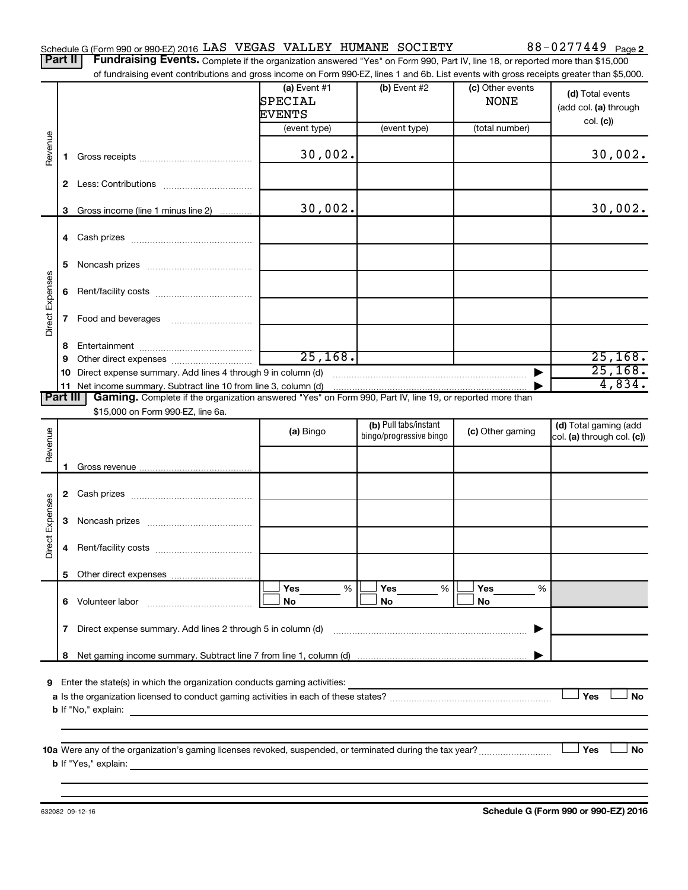Schedule G (Form 990 or 990-EZ) 2016 LAS VEGAS VALLEY HUMANE SOCIETY 88-0277449 Page **2**

**Part II** **Fundraising Events.** Complete if the organization answered "Yes" on Form 990, Part IV, line 18, or reported more than $15,000 of fundraising event contributions and gross income on Form 990-EZ, lines 1 and 6b. List events with gross receipts greater than $5,000.

| | | (a) Event #1 SPECIAL EVENTS (event type) | (b) Event #2 (event type) | (c) Other events NONE (total number) | (d) Total events (add col. (a) through col. (c)) |
|---|---|---|---|---|---|
| Revenue | 1 Gross receipts | 30,002. | | | 30,002. |
| | 2 Less: Contributions | | | | |
| | 3 Gross income (line 1 minus line 2) | 30,002. | | | 30,002. |
| Direct Expenses | 4 Cash prizes | | | | |
| | 5 Noncash prizes | | | | |
| | 6 Rent/facility costs | | | | |
| | 7 Food and beverages | | | | |
| | 8 Entertainment | | | | |
| | 9 Other direct expenses | 25,168. | | | 25,168. |
| | 10 Direct expense summary. Add lines 4 through 9 in column (d) | | | | 25,168. |
| | 11 Net income summary. Subtract line 10 from line 3, column (d) | | | | 4,834. |

**Part III** **Gaming.** Complete if the organization answered "Yes" on Form 990, Part IV, line 19, or reported more than $15,000 on Form 990-EZ, line 6a.

| | | (a) Bingo | (b) Pull tabs/instant bingo/progressive bingo | (c) Other gaming | (d) Total gaming (add col. (a) through col. (c)) |
|---|---|---|---|---|---|
| Revenue | 1 Gross revenue | | | | |
| Direct Expenses | 2 Cash prizes | | | | |
| | 3 Noncash prizes | | | | |
| | 4 Rent/facility costs | | | | |
| | 5 Other direct expenses | | | | |
| | 6 Volunteer labor | ☐ Yes ___ % ☐ No | ☐ Yes ___ % ☐ No | ☐ Yes ___ % ☐ No | |
| | 7 Direct expense summary. Add lines 2 through 5 in column (d) | | | | |
| | 8 Net gaming income summary. Subtract line 7 from line 1, column (d) | | | | |

**9** Enter the state(s) in which the organization conducts gaming activities:

**a** Is the organization licensed to conduct gaming activities in each of these states? ☐ Yes ☐ No

**b** If "No," explain:

**10a** Were any of the organization's gaming licenses revoked, suspended, or terminated during the tax year? ☐ Yes ☐ No

**b** If "Yes," explain:

632082 09-12-16 **Schedule G (Form 990 or 990-EZ) 2016**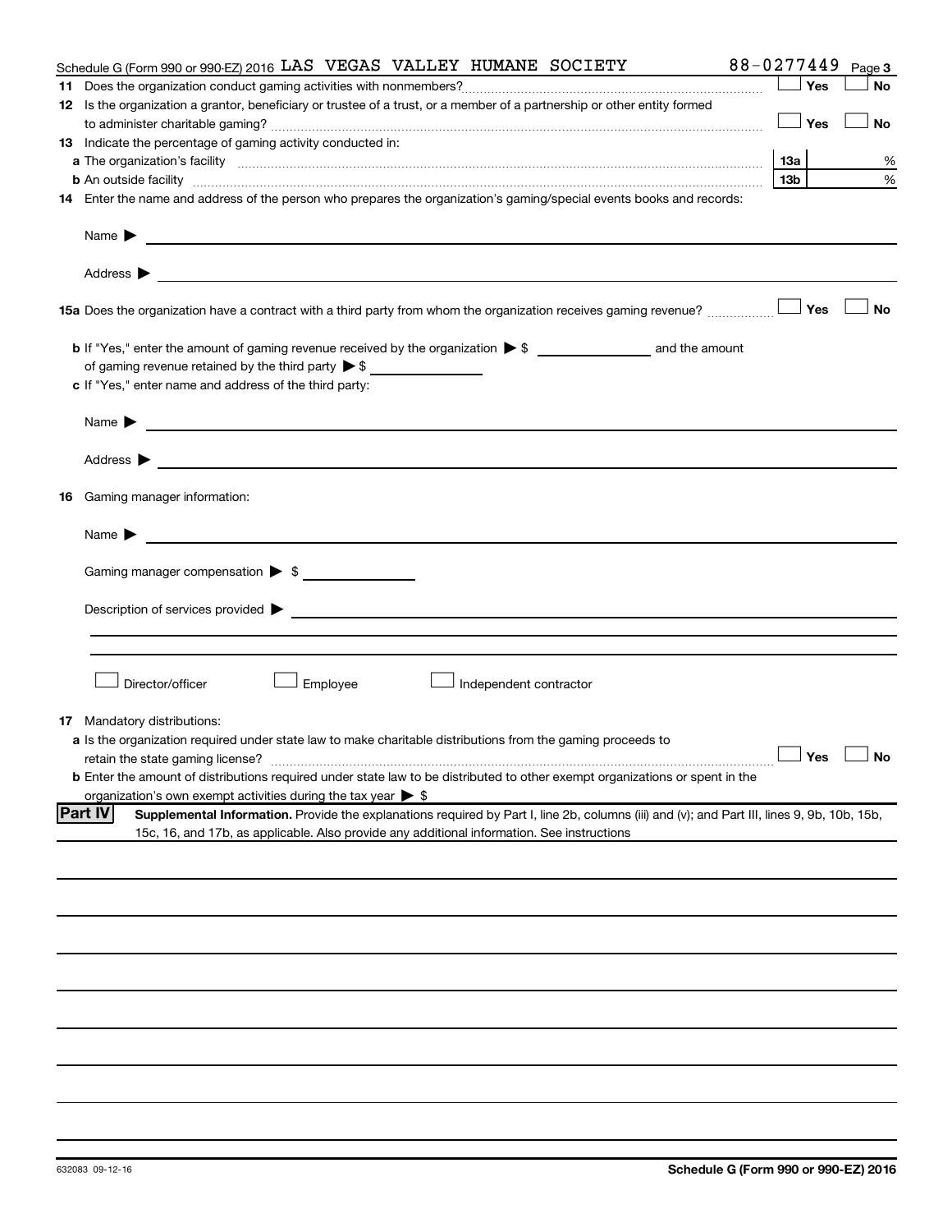Schedule G (Form 990 or 990-EZ) 2016 LAS VEGAS VALLEY HUMANE SOCIETY 88-0277449 Page 3

**11** Does the organization conduct gaming activities with nonmembers? ☐ Yes ☐ No

**12** Is the organization a grantor, beneficiary or trustee of a trust, or a member of a partnership or other entity formed to administer charitable gaming? ☐ Yes ☐ No

**13** Indicate the percentage of gaming activity conducted in:

**a** The organization's facility **13a** %

**b** An outside facility **13b** %

**14** Enter the name and address of the person who prepares the organization's gaming/special events books and records:

Name ▶

Address ▶

**15a** Does the organization have a contract with a third party from whom the organization receives gaming revenue? ☐ Yes ☐ No

**b** If "Yes," enter the amount of gaming revenue received by the organization ▶ $ ______ and the amount of gaming revenue retained by the third party ▶ $ ______

**c** If "Yes," enter name and address of the third party:

Name ▶

Address ▶

**16** Gaming manager information:

Name ▶

Gaming manager compensation ▶ $

Description of services provided ▶

☐ Director/officer ☐ Employee ☐ Independent contractor

**17** Mandatory distributions:

**a** Is the organization required under state law to make charitable distributions from the gaming proceeds to retain the state gaming license? ☐ Yes ☐ No

**b** Enter the amount of distributions required under state law to be distributed to other exempt organizations or spent in the organization's own exempt activities during the tax year ▶ $

**Part IV** **Supplemental Information.** Provide the explanations required by Part I, line 2b, columns (iii) and (v); and Part III, lines 9, 9b, 10b, 15b, 15c, 16, and 17b, as applicable. Also provide any additional information. See instructions

632083 09-12-16 **Schedule G (Form 990 or 990-EZ) 2016**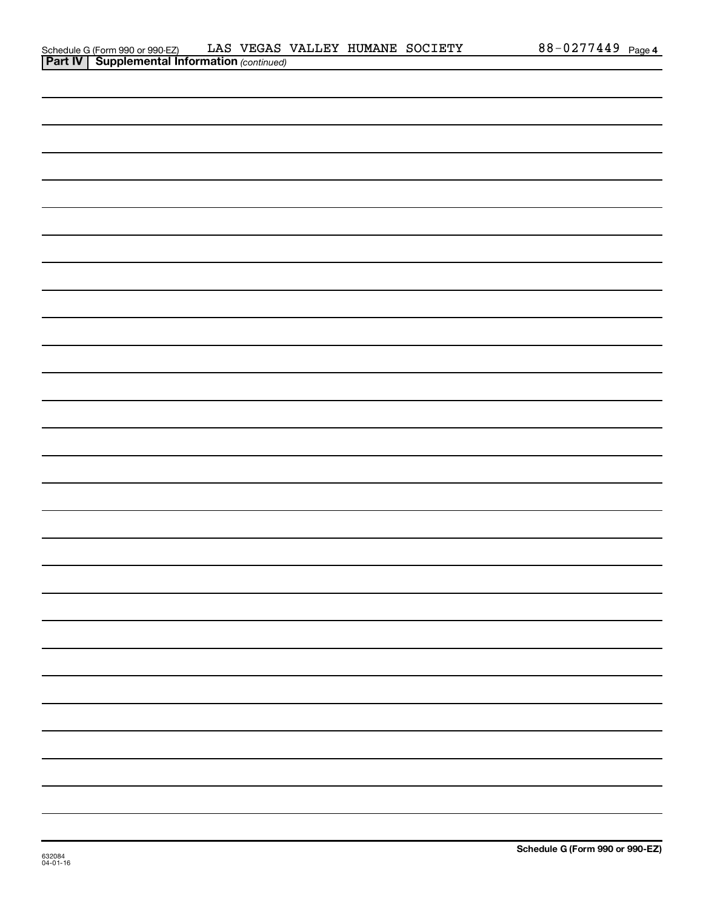Schedule G (Form 990 or 990-EZ) LAS VEGAS VALLEY HUMANE SOCIETY 88-0277449 Page 4

**Part IV | Supplemental Information** *(continued)*

632084
04-01-16

**Schedule G (Form 990 or 990-EZ)**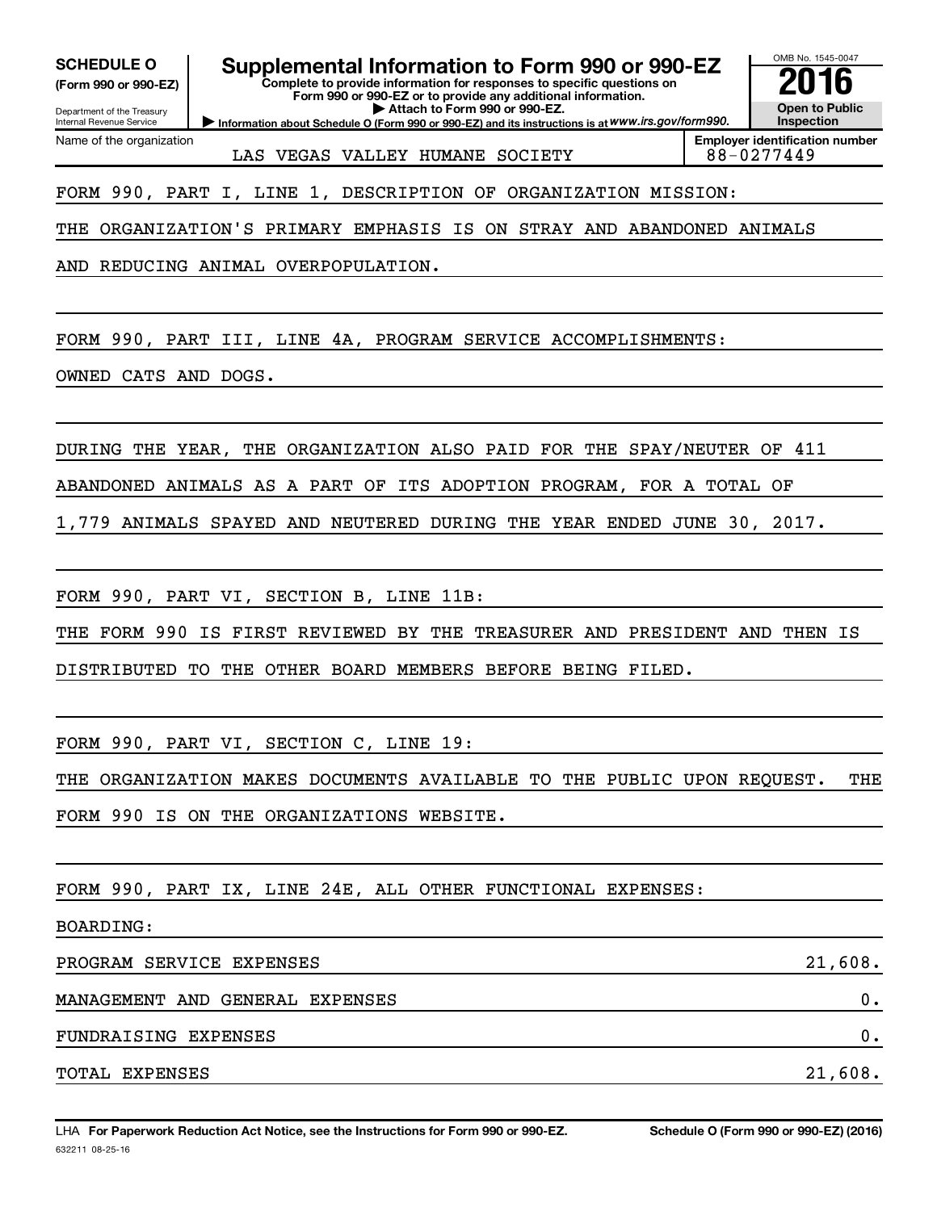**SCHEDULE O**
**(Form 990 or 990-EZ)**

Department of the Treasury
Internal Revenue Service

# Supplemental Information to Form 990 or 990-EZ

**Complete to provide information for responses to specific questions on Form 990 or 990-EZ or to provide any additional information.**
**▶ Attach to Form 990 or 990-EZ.**
**▶ Information about Schedule O (Form 990 or 990-EZ) and its instructions is at** *www.irs.gov/form990.*

OMB No. 1545-0047
**2016**
**Open to Public Inspection**

| Name of the organization | Employer identification number |
|---|---|
| LAS VEGAS VALLEY HUMANE SOCIETY | 88-0277449 |

FORM 990, PART I, LINE 1, DESCRIPTION OF ORGANIZATION MISSION:

THE ORGANIZATION'S PRIMARY EMPHASIS IS ON STRAY AND ABANDONED ANIMALS AND REDUCING ANIMAL OVERPOPULATION.

FORM 990, PART III, LINE 4A, PROGRAM SERVICE ACCOMPLISHMENTS:

OWNED CATS AND DOGS.

DURING THE YEAR, THE ORGANIZATION ALSO PAID FOR THE SPAY/NEUTER OF 411 ABANDONED ANIMALS AS A PART OF ITS ADOPTION PROGRAM, FOR A TOTAL OF 1,779 ANIMALS SPAYED AND NEUTERED DURING THE YEAR ENDED JUNE 30, 2017.

FORM 990, PART VI, SECTION B, LINE 11B:

THE FORM 990 IS FIRST REVIEWED BY THE TREASURER AND PRESIDENT AND THEN IS DISTRIBUTED TO THE OTHER BOARD MEMBERS BEFORE BEING FILED.

FORM 990, PART VI, SECTION C, LINE 19:

THE ORGANIZATION MAKES DOCUMENTS AVAILABLE TO THE PUBLIC UPON REQUEST. THE FORM 990 IS ON THE ORGANIZATIONS WEBSITE.

FORM 990, PART IX, LINE 24E, ALL OTHER FUNCTIONAL EXPENSES:

BOARDING:

| | |
|---|---|
| PROGRAM SERVICE EXPENSES | 21,608. |
| MANAGEMENT AND GENERAL EXPENSES | 0. |
| FUNDRAISING EXPENSES | 0. |
| TOTAL EXPENSES | 21,608. |

LHA **For Paperwork Reduction Act Notice, see the Instructions for Form 990 or 990-EZ.** **Schedule O (Form 990 or 990-EZ) (2016)**
632211 08-25-16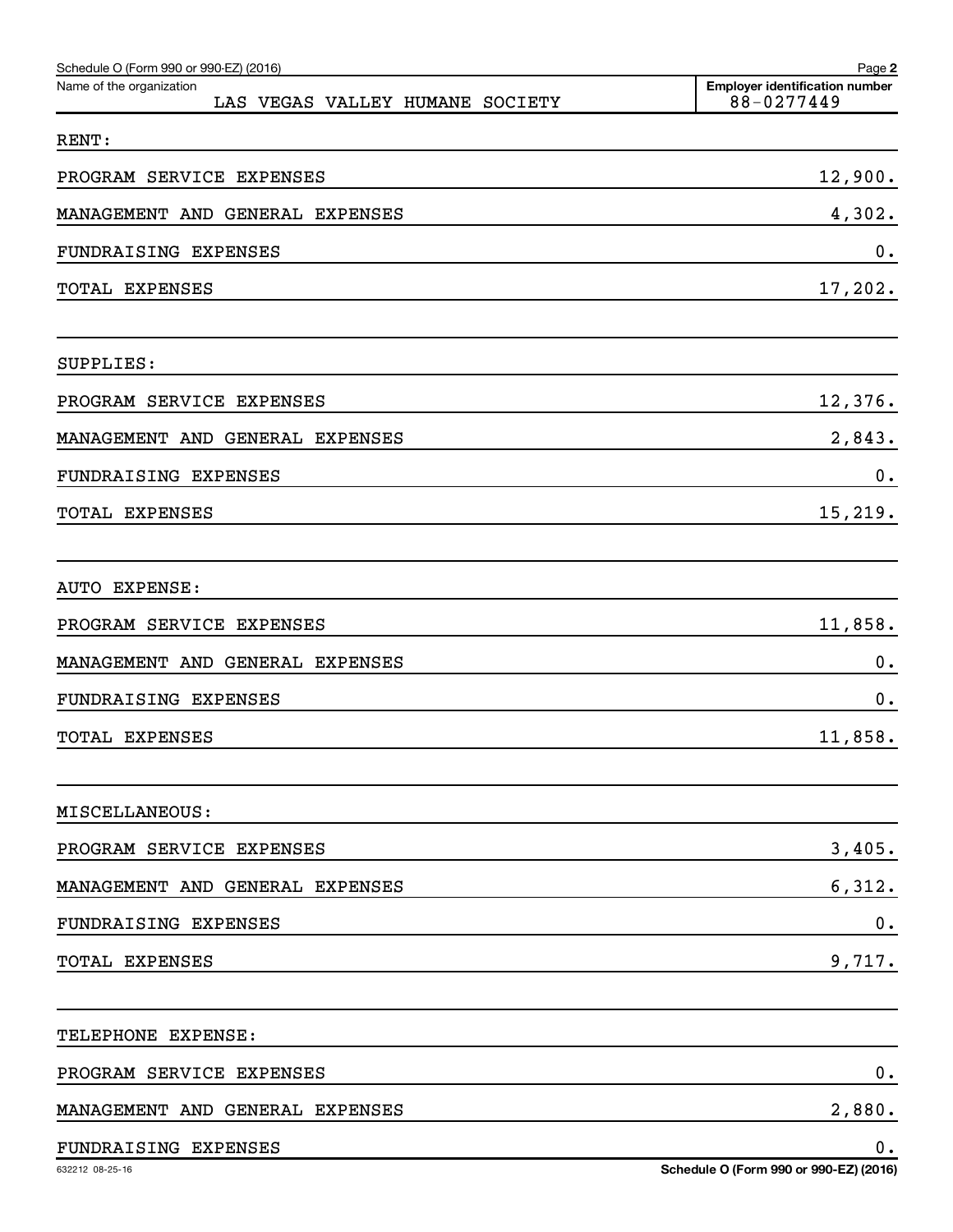Schedule O (Form 990 or 990-EZ) (2016)

Name of the organization: LAS VEGAS VALLEY HUMANE SOCIETY

Employer identification number: 88-0277449

| | |
|---|---|
| RENT: | |
| PROGRAM SERVICE EXPENSES | 12,900. |
| MANAGEMENT AND GENERAL EXPENSES | 4,302. |
| FUNDRAISING EXPENSES | 0. |
| TOTAL EXPENSES | 17,202. |
| | |
| SUPPLIES: | |
| PROGRAM SERVICE EXPENSES | 12,376. |
| MANAGEMENT AND GENERAL EXPENSES | 2,843. |
| FUNDRAISING EXPENSES | 0. |
| TOTAL EXPENSES | 15,219. |
| | |
| AUTO EXPENSE: | |
| PROGRAM SERVICE EXPENSES | 11,858. |
| MANAGEMENT AND GENERAL EXPENSES | 0. |
| FUNDRAISING EXPENSES | 0. |
| TOTAL EXPENSES | 11,858. |
| | |
| MISCELLANEOUS: | |
| PROGRAM SERVICE EXPENSES | 3,405. |
| MANAGEMENT AND GENERAL EXPENSES | 6,312. |
| FUNDRAISING EXPENSES | 0. |
| TOTAL EXPENSES | 9,717. |
| | |
| TELEPHONE EXPENSE: | |
| PROGRAM SERVICE EXPENSES | 0. |
| MANAGEMENT AND GENERAL EXPENSES | 2,880. |
| FUNDRAISING EXPENSES | 0. |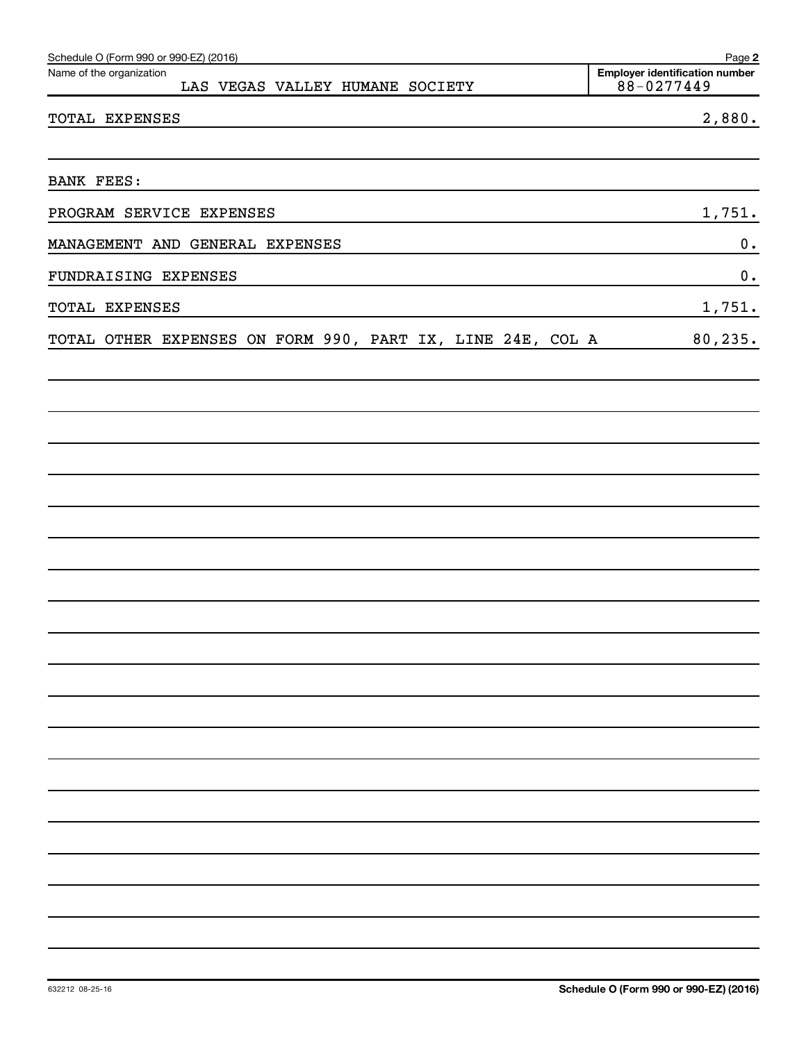Name of the organization: LAS VEGAS VALLEY HUMANE SOCIETY

Employer identification number: 88-0277449

| | |
|---|---|
| TOTAL EXPENSES | 2,880. |
| | |
| BANK FEES: | |
| PROGRAM SERVICE EXPENSES | 1,751. |
| MANAGEMENT AND GENERAL EXPENSES | 0. |
| FUNDRAISING EXPENSES | 0. |
| TOTAL EXPENSES | 1,751. |
| TOTAL OTHER EXPENSES ON FORM 990, PART IX, LINE 24E, COL A | 80,235. |